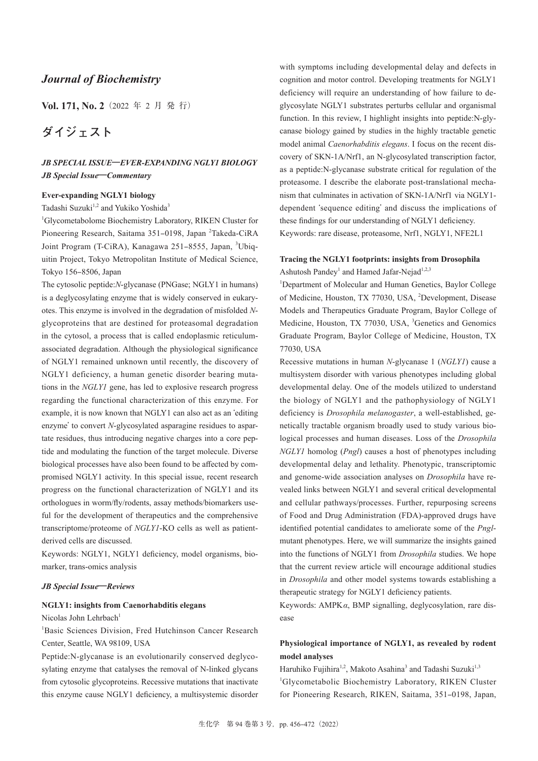# *Journal of Biochemistry*

**Vol. 171, No. 2**（2022 年 2 月 発 行）

# ダイジェスト

## *JB SPECIAL ISSUE—EVER-EXPANDING NGLY1 BIOLOGY*
## *JB Special Issue—Commentary*

### Ever-expanding NGLY1 biology

Tadashi Suzuki[1,2] and Yukiko Yoshida[3]

[1]Glycometabolome Biochemistry Laboratory, RIKEN Cluster for Pioneering Research, Saitama 351–0198, Japan [2]Takeda-CiRA Joint Program (T-CiRA), Kanagawa 251–8555, Japan, [3]Ubiquitin Project, Tokyo Metropolitan Institute of Medical Science, Tokyo 156–8506, Japan

The cytosolic peptide:*N*-glycanase (PNGase; NGLY1 in humans) is a deglycosylating enzyme that is widely conserved in eukaryotes. This enzyme is involved in the degradation of misfolded *N*-glycoproteins that are destined for proteasomal degradation in the cytosol, a process that is called endoplasmic reticulum-associated degradation. Although the physiological significance of NGLY1 remained unknown until recently, the discovery of NGLY1 deficiency, a human genetic disorder bearing mutations in the *NGLY1* gene, has led to explosive research progress regarding the functional characterization of this enzyme. For example, it is now known that NGLY1 can also act as an 'editing enzyme' to convert *N*-glycosylated asparagine residues to aspartate residues, thus introducing negative charges into a core peptide and modulating the function of the target molecule. Diverse biological processes have also been found to be affected by compromised NGLY1 activity. In this special issue, recent research progress on the functional characterization of NGLY1 and its orthologues in worm/fly/rodents, assay methods/biomarkers useful for the development of therapeutics and the comprehensive transcriptome/proteome of *NGLY1*-KO cells as well as patient-derived cells are discussed.

Keywords: NGLY1, NGLY1 deficiency, model organisms, biomarker, trans-omics analysis

## *JB Special Issue—Reviews*

### NGLY1: insights from Caenorhabditis elegans

Nicolas John Lehrbach[1]

[1]Basic Sciences Division, Fred Hutchinson Cancer Research Center, Seattle, WA 98109, USA

Peptide:N-glycanase is an evolutionarily conserved deglycosylating enzyme that catalyses the removal of N-linked glycans from cytosolic glycoproteins. Recessive mutations that inactivate this enzyme cause NGLY1 deficiency, a multisystemic disorder with symptoms including developmental delay and defects in cognition and motor control. Developing treatments for NGLY1 deficiency will require an understanding of how failure to deglycosylate NGLY1 substrates perturbs cellular and organismal function. In this review, I highlight insights into peptide:N-glycanase biology gained by studies in the highly tractable genetic model animal *Caenorhabditis elegans*. I focus on the recent discovery of SKN-1A/Nrf1, an N-glycosylated transcription factor, as a peptide:N-glycanase substrate critical for regulation of the proteasome. I describe the elaborate post-translational mechanism that culminates in activation of SKN-1A/Nrf1 via NGLY1-dependent 'sequence editing' and discuss the implications of these findings for our understanding of NGLY1 deficiency.

Keywords: rare disease, proteasome, Nrf1, NGLY1, NFE2L1

### Tracing the NGLY1 footprints: insights from Drosophila

Ashutosh Pandey[1] and Hamed Jafar-Nejad[1,2,3]

[1]Department of Molecular and Human Genetics, Baylor College of Medicine, Houston, TX 77030, USA, [2]Development, Disease Models and Therapeutics Graduate Program, Baylor College of Medicine, Houston, TX 77030, USA, [3]Genetics and Genomics Graduate Program, Baylor College of Medicine, Houston, TX 77030, USA

Recessive mutations in human *N*-glycanase 1 (*NGLY1*) cause a multisystem disorder with various phenotypes including global developmental delay. One of the models utilized to understand the biology of NGLY1 and the pathophysiology of NGLY1 deficiency is *Drosophila melanogaster*, a well-established, genetically tractable organism broadly used to study various biological processes and human diseases. Loss of the *Drosophila NGLY1* homolog (*Pngl*) causes a host of phenotypes including developmental delay and lethality. Phenotypic, transcriptomic and genome-wide association analyses on *Drosophila* have revealed links between NGLY1 and several critical developmental and cellular pathways/processes. Further, repurposing screens of Food and Drug Administration (FDA)-approved drugs have identified potential candidates to ameliorate some of the *Pngl*-mutant phenotypes. Here, we will summarize the insights gained into the functions of NGLY1 from *Drosophila* studies. We hope that the current review article will encourage additional studies in *Drosophila* and other model systems towards establishing a therapeutic strategy for NGLY1 deficiency patients.

Keywords: AMPK$\alpha$, BMP signalling, deglycosylation, rare disease

### Physiological importance of NGLY1, as revealed by rodent model analyses

Haruhiko Fujihira[1,2], Makoto Asahina[3] and Tadashi Suzuki[1,3]

[1]Glycometabolic Biochemistry Laboratory, RIKEN Cluster for Pioneering Research, RIKEN, Saitama, 351–0198, Japan,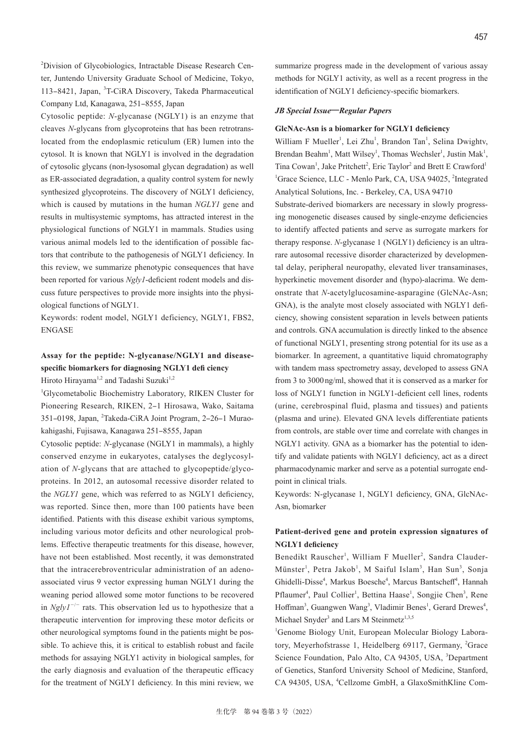[2]Division of Glycobiologics, Intractable Disease Research Center, Juntendo University Graduate School of Medicine, Tokyo, 113–8421, Japan, [3]T-CiRA Discovery, Takeda Pharmaceutical Company Ltd, Kanagawa, 251–8555, Japan

Cytosolic peptide: *N*-glycanase (NGLY1) is an enzyme that cleaves *N*-glycans from glycoproteins that has been retrotranslocated from the endoplasmic reticulum (ER) lumen into the cytosol. It is known that NGLY1 is involved in the degradation of cytosolic glycans (non-lysosomal glycan degradation) as well as ER-associated degradation, a quality control system for newly synthesized glycoproteins. The discovery of NGLY1 deficiency, which is caused by mutations in the human *NGLY1* gene and results in multisystemic symptoms, has attracted interest in the physiological functions of NGLY1 in mammals. Studies using various animal models led to the identification of possible factors that contribute to the pathogenesis of NGLY1 deficiency. In this review, we summarize phenotypic consequences that have been reported for various *Ngly1*-deficient rodent models and discuss future perspectives to provide more insights into the physiological functions of NGLY1.

Keywords: rodent model, NGLY1 deficiency, NGLY1, FBS2, ENGASE

### Assay for the peptide: N-glycanase/NGLY1 and disease-specific biomarkers for diagnosing NGLY1 defi ciency

Hiroto Hirayama[1,2] and Tadashi Suzuki[1,2]

[1]Glycometabolic Biochemistry Laboratory, RIKEN Cluster for Pioneering Research, RIKEN, 2–1 Hirosawa, Wako, Saitama 351–0198, Japan, [2]Takeda-CiRA Joint Program, 2–26–1 Muraokahigashi, Fujisawa, Kanagawa 251–8555, Japan

Cytosolic peptide: *N*-glycanase (NGLY1 in mammals), a highly conserved enzyme in eukaryotes, catalyses the deglycosylation of *N*-glycans that are attached to glycopeptide/glycoproteins. In 2012, an autosomal recessive disorder related to the *NGLY1* gene, which was referred to as NGLY1 deficiency, was reported. Since then, more than 100 patients have been identified. Patients with this disease exhibit various symptoms, including various motor deficits and other neurological problems. Effective therapeutic treatments for this disease, however, have not been established. Most recently, it was demonstrated that the intracerebroventricular administration of an adeno-associated virus 9 vector expressing human NGLY1 during the weaning period allowed some motor functions to be recovered in *Ngly1*$^{-/-}$ rats. This observation led us to hypothesize that a therapeutic intervention for improving these motor deficits or other neurological symptoms found in the patients might be possible. To achieve this, it is critical to establish robust and facile methods for assaying NGLY1 activity in biological samples, for the early diagnosis and evaluation of the therapeutic efficacy for the treatment of NGLY1 deficiency. In this mini review, we summarize progress made in the development of various assay methods for NGLY1 activity, as well as a recent progress in the identification of NGLY1 deficiency-specific biomarkers.

## *JB Special Issue—Regular Papers*

### GlcNAc-Asn is a biomarker for NGLY1 deficiency

William F Mueller[1], Lei Zhu[1], Brandon Tan[1], Selina Dwightv, Brendan Beahm[1], Matt Wilsey[1], Thomas Wechsler[1], Justin Mak[1], Tina Cowan[1], Jake Pritchett[2], Eric Taylor[2] and Brett E Crawford[1]

[1]Grace Science, LLC - Menlo Park, CA, USA 94025, [2]Integrated Analytical Solutions, Inc. - Berkeley, CA, USA 94710

Substrate-derived biomarkers are necessary in slowly progressing monogenetic diseases caused by single-enzyme deficiencies to identify affected patients and serve as surrogate markers for therapy response. *N*-glycanase 1 (NGLY1) deficiency is an ultra-rare autosomal recessive disorder characterized by developmental delay, peripheral neuropathy, elevated liver transaminases, hyperkinetic movement disorder and (hypo)-alacrima. We demonstrate that *N*-acetylglucosamine-asparagine (GlcNAc-Asn; GNA), is the analyte most closely associated with NGLY1 deficiency, showing consistent separation in levels between patients and controls. GNA accumulation is directly linked to the absence of functional NGLY1, presenting strong potential for its use as a biomarker. In agreement, a quantitative liquid chromatography with tandem mass spectrometry assay, developed to assess GNA from 3 to 3000 ng/ml, showed that it is conserved as a marker for loss of NGLY1 function in NGLY1-deficient cell lines, rodents (urine, cerebrospinal fluid, plasma and tissues) and patients (plasma and urine). Elevated GNA levels differentiate patients from controls, are stable over time and correlate with changes in NGLY1 activity. GNA as a biomarker has the potential to identify and validate patients with NGLY1 deficiency, act as a direct pharmacodynamic marker and serve as a potential surrogate endpoint in clinical trials.

Keywords: N-glycanase 1, NGLY1 deficiency, GNA, GlcNAc-Asn, biomarker

### Patient-derived gene and protein expression signatures of NGLY1 deficiency

Benedikt Rauscher[1], William F Mueller[2], Sandra Clauder-Münster[1], Petra Jakob[1], M Saiful Islam[3], Han Sun[3], Sonja Ghidelli-Disse[4], Markus Boesche[4], Marcus Bantscheff[4], Hannah Pflaumer[4], Paul Collier[1], Bettina Haase[1], Songjie Chen[3], Rene Hoffman[3], Guangwen Wang[3], Vladimir Benes[1], Gerard Drewes[4], Michael Snyder[3] and Lars M Steinmetz[1,3,5]

[1]Genome Biology Unit, European Molecular Biology Laboratory, Meyerhofstrasse 1, Heidelberg 69117, Germany, [2]Grace Science Foundation, Palo Alto, CA 94305, USA, [3]Department of Genetics, Stanford University School of Medicine, Stanford, CA 94305, USA, [4]Cellzome GmbH, a GlaxoSmithKline Com-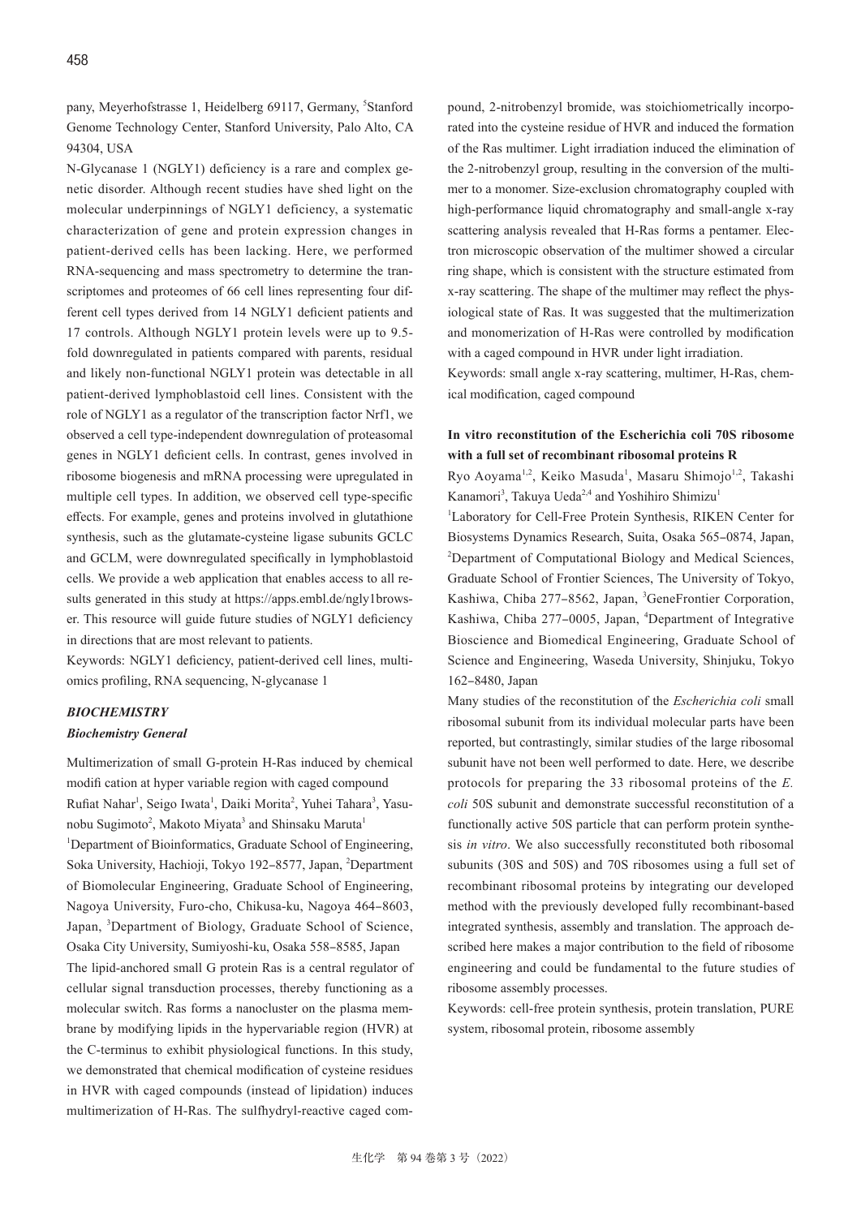pany, Meyerhofstrasse 1, Heidelberg 69117, Germany, [5]Stanford Genome Technology Center, Stanford University, Palo Alto, CA 94304, USA

N-Glycanase 1 (NGLY1) deficiency is a rare and complex genetic disorder. Although recent studies have shed light on the molecular underpinnings of NGLY1 deficiency, a systematic characterization of gene and protein expression changes in patient-derived cells has been lacking. Here, we performed RNA-sequencing and mass spectrometry to determine the transcriptomes and proteomes of 66 cell lines representing four different cell types derived from 14 NGLY1 deficient patients and 17 controls. Although NGLY1 protein levels were up to 9.5-fold downregulated in patients compared with parents, residual and likely non-functional NGLY1 protein was detectable in all patient-derived lymphoblastoid cell lines. Consistent with the role of NGLY1 as a regulator of the transcription factor Nrf1, we observed a cell type-independent downregulation of proteasomal genes in NGLY1 deficient cells. In contrast, genes involved in ribosome biogenesis and mRNA processing were upregulated in multiple cell types. In addition, we observed cell type-specific effects. For example, genes and proteins involved in glutathione synthesis, such as the glutamate-cysteine ligase subunits GCLC and GCLM, were downregulated specifically in lymphoblastoid cells. We provide a web application that enables access to all results generated in this study at https://apps.embl.de/ngly1browser. This resource will guide future studies of NGLY1 deficiency in directions that are most relevant to patients.

Keywords: NGLY1 deficiency, patient-derived cell lines, multi-omics profiling, RNA sequencing, N-glycanase 1

## *BIOCHEMISTRY*

### *Biochemistry General*

Multimerization of small G-protein H-Ras induced by chemical modification at hyper variable region with caged compound

Rufiat Nahar[1], Seigo Iwata[1], Daiki Morita[2], Yuhei Tahara[3], Yasunobu Sugimoto[2], Makoto Miyata[3] and Shinsaku Maruta[1]

[1]Department of Bioinformatics, Graduate School of Engineering, Soka University, Hachioji, Tokyo 192–8577, Japan, [2]Department of Biomolecular Engineering, Graduate School of Engineering, Nagoya University, Furo-cho, Chikusa-ku, Nagoya 464–8603, Japan, [3]Department of Biology, Graduate School of Science, Osaka City University, Sumiyoshi-ku, Osaka 558–8585, Japan

The lipid-anchored small G protein Ras is a central regulator of cellular signal transduction processes, thereby functioning as a molecular switch. Ras forms a nanocluster on the plasma membrane by modifying lipids in the hypervariable region (HVR) at the C-terminus to exhibit physiological functions. In this study, we demonstrated that chemical modification of cysteine residues in HVR with caged compounds (instead of lipidation) induces multimerization of H-Ras. The sulfhydryl-reactive caged compound, 2-nitrobenzyl bromide, was stoichiometrically incorporated into the cysteine residue of HVR and induced the formation of the Ras multimer. Light irradiation induced the elimination of the 2-nitrobenzyl group, resulting in the conversion of the multimer to a monomer. Size-exclusion chromatography coupled with high-performance liquid chromatography and small-angle x-ray scattering analysis revealed that H-Ras forms a pentamer. Electron microscopic observation of the multimer showed a circular ring shape, which is consistent with the structure estimated from x-ray scattering. The shape of the multimer may reflect the physiological state of Ras. It was suggested that the multimerization and monomerization of H-Ras were controlled by modification with a caged compound in HVR under light irradiation.

Keywords: small angle x-ray scattering, multimer, H-Ras, chemical modification, caged compound

**In vitro reconstitution of the Escherichia coli 70S ribosome with a full set of recombinant ribosomal proteins R**

Ryo Aoyama[1,2], Keiko Masuda[1], Masaru Shimojo[1,2], Takashi Kanamori[3], Takuya Ueda[2,4] and Yoshihiro Shimizu[1]

[1]Laboratory for Cell-Free Protein Synthesis, RIKEN Center for Biosystems Dynamics Research, Suita, Osaka 565–0874, Japan, [2]Department of Computational Biology and Medical Sciences, Graduate School of Frontier Sciences, The University of Tokyo, Kashiwa, Chiba 277–8562, Japan, [3]GeneFrontier Corporation, Kashiwa, Chiba 277–0005, Japan, [4]Department of Integrative Bioscience and Biomedical Engineering, Graduate School of Science and Engineering, Waseda University, Shinjuku, Tokyo 162–8480, Japan

Many studies of the reconstitution of the *Escherichia coli* small ribosomal subunit from its individual molecular parts have been reported, but contrastingly, similar studies of the large ribosomal subunit have not been well performed to date. Here, we describe protocols for preparing the 33 ribosomal proteins of the *E. coli* 50S subunit and demonstrate successful reconstitution of a functionally active 50S particle that can perform protein synthesis *in vitro*. We also successfully reconstituted both ribosomal subunits (30S and 50S) and 70S ribosomes using a full set of recombinant ribosomal proteins by integrating our developed method with the previously developed fully recombinant-based integrated synthesis, assembly and translation. The approach described here makes a major contribution to the field of ribosome engineering and could be fundamental to the future studies of ribosome assembly processes.

Keywords: cell-free protein synthesis, protein translation, PURE system, ribosomal protein, ribosome assembly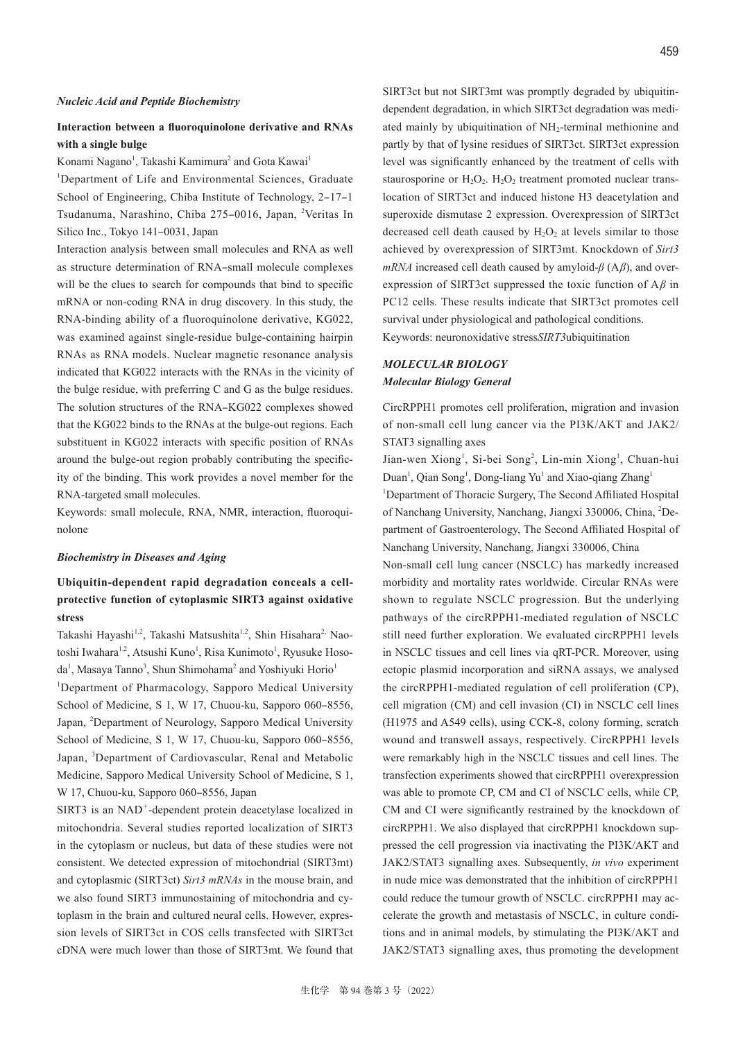### *Nucleic Acid and Peptide Biochemistry*

**Interaction between a fluoroquinolone derivative and RNAs with a single bulge**

Konami Nagano[1], Takashi Kamimura[2] and Gota Kawai[1]

[1]Department of Life and Environmental Sciences, Graduate School of Engineering, Chiba Institute of Technology, 2–17–1 Tsudanuma, Narashino, Chiba 275–0016, Japan, [2]Veritas In Silico Inc., Tokyo 141–0031, Japan

Interaction analysis between small molecules and RNA as well as structure determination of RNA–small molecule complexes will be the clues to search for compounds that bind to specific mRNA or non-coding RNA in drug discovery. In this study, the RNA-binding ability of a fluoroquinolone derivative, KG022, was examined against single-residue bulge-containing hairpin RNAs as RNA models. Nuclear magnetic resonance analysis indicated that KG022 interacts with the RNAs in the vicinity of the bulge residue, with preferring C and G as the bulge residues. The solution structures of the RNA–KG022 complexes showed that the KG022 binds to the RNAs at the bulge-out regions. Each substituent in KG022 interacts with specific position of RNAs around the bulge-out region probably contributing the specificity of the binding. This work provides a novel member for the RNA-targeted small molecules.

Keywords: small molecule, RNA, NMR, interaction, fluoroquinolone

### *Biochemistry in Diseases and Aging*

**Ubiquitin-dependent rapid degradation conceals a cell-protective function of cytoplasmic SIRT3 against oxidative stress**

Takashi Hayashi[1,2], Takashi Matsushita[1,2], Shin Hisahara[2,] Naotoshi Iwahara[1,2], Atsushi Kuno[1], Risa Kunimoto[1], Ryusuke Hosoda[1], Masaya Tanno[3], Shun Shimohama[2] and Yoshiyuki Horio[1]

[1]Department of Pharmacology, Sapporo Medical University School of Medicine, S 1, W 17, Chuou-ku, Sapporo 060–8556, Japan, [2]Department of Neurology, Sapporo Medical University School of Medicine, S 1, W 17, Chuou-ku, Sapporo 060–8556, Japan, [3]Department of Cardiovascular, Renal and Metabolic Medicine, Sapporo Medical University School of Medicine, S 1, W 17, Chuou-ku, Sapporo 060–8556, Japan

SIRT3 is an $NAD^+$-dependent protein deacetylase localized in mitochondria. Several studies reported localization of SIRT3 in the cytoplasm or nucleus, but data of these studies were not consistent. We detected expression of mitochondrial (SIRT3mt) and cytoplasmic (SIRT3ct) *Sirt3 mRNAs* in the mouse brain, and we also found SIRT3 immunostaining of mitochondria and cytoplasm in the brain and cultured neural cells. However, expression levels of SIRT3ct in COS cells transfected with SIRT3ct cDNA were much lower than those of SIRT3mt. We found that SIRT3ct but not SIRT3mt was promptly degraded by ubiquitin-dependent degradation, in which SIRT3ct degradation was mediated mainly by ubiquitination of $NH_2$-terminal methionine and partly by that of lysine residues of SIRT3ct. SIRT3ct expression level was significantly enhanced by the treatment of cells with staurosporine or $H_2O_2$. $H_2O_2$ treatment promoted nuclear translocation of SIRT3ct and induced histone H3 deacetylation and superoxide dismutase 2 expression. Overexpression of SIRT3ct decreased cell death caused by $H_2O_2$ at levels similar to those achieved by overexpression of SIRT3mt. Knockdown of *Sirt3 mRNA* increased cell death caused by amyloid-$\beta$ (A$\beta$), and overexpression of SIRT3ct suppressed the toxic function of A$\beta$ in PC12 cells. These results indicate that SIRT3ct promotes cell survival under physiological and pathological conditions.

Keywords: neuronoxidative stress*SIRT3*ubiquitination

## *MOLECULAR BIOLOGY*

### *Molecular Biology General*

CircRPPH1 promotes cell proliferation, migration and invasion of non-small cell lung cancer via the PI3K/AKT and JAK2/STAT3 signalling axes

Jian-wen Xiong[1], Si-bei Song[2], Lin-min Xiong[1], Chuan-hui Duan[1], Qian Song[1], Dong-liang Yu[1] and Xiao-qiang Zhang[1]

[1]Department of Thoracic Surgery, The Second Affiliated Hospital of Nanchang University, Nanchang, Jiangxi 330006, China, [2]Department of Gastroenterology, The Second Affiliated Hospital of Nanchang University, Nanchang, Jiangxi 330006, China

Non-small cell lung cancer (NSCLC) has markedly increased morbidity and mortality rates worldwide. Circular RNAs were shown to regulate NSCLC progression. But the underlying pathways of the circRPPH1-mediated regulation of NSCLC still need further exploration. We evaluated circRPPH1 levels in NSCLC tissues and cell lines via qRT-PCR. Moreover, using ectopic plasmid incorporation and siRNA assays, we analysed the circRPPH1-mediated regulation of cell proliferation (CP), cell migration (CM) and cell invasion (CI) in NSCLC cell lines (H1975 and A549 cells), using CCK-8, colony forming, scratch wound and transwell assays, respectively. CircRPPH1 levels were remarkably high in the NSCLC tissues and cell lines. The transfection experiments showed that circRPPH1 overexpression was able to promote CP, CM and CI of NSCLC cells, while CP, CM and CI were significantly restrained by the knockdown of circRPPH1. We also displayed that circRPPH1 knockdown suppressed the cell progression via inactivating the PI3K/AKT and JAK2/STAT3 signalling axes. Subsequently, *in vivo* experiment in nude mice was demonstrated that the inhibition of circRPPH1 could reduce the tumour growth of NSCLC. circRPPH1 may accelerate the growth and metastasis of NSCLC, in culture conditions and in animal models, by stimulating the PI3K/AKT and JAK2/STAT3 signalling axes, thus promoting the development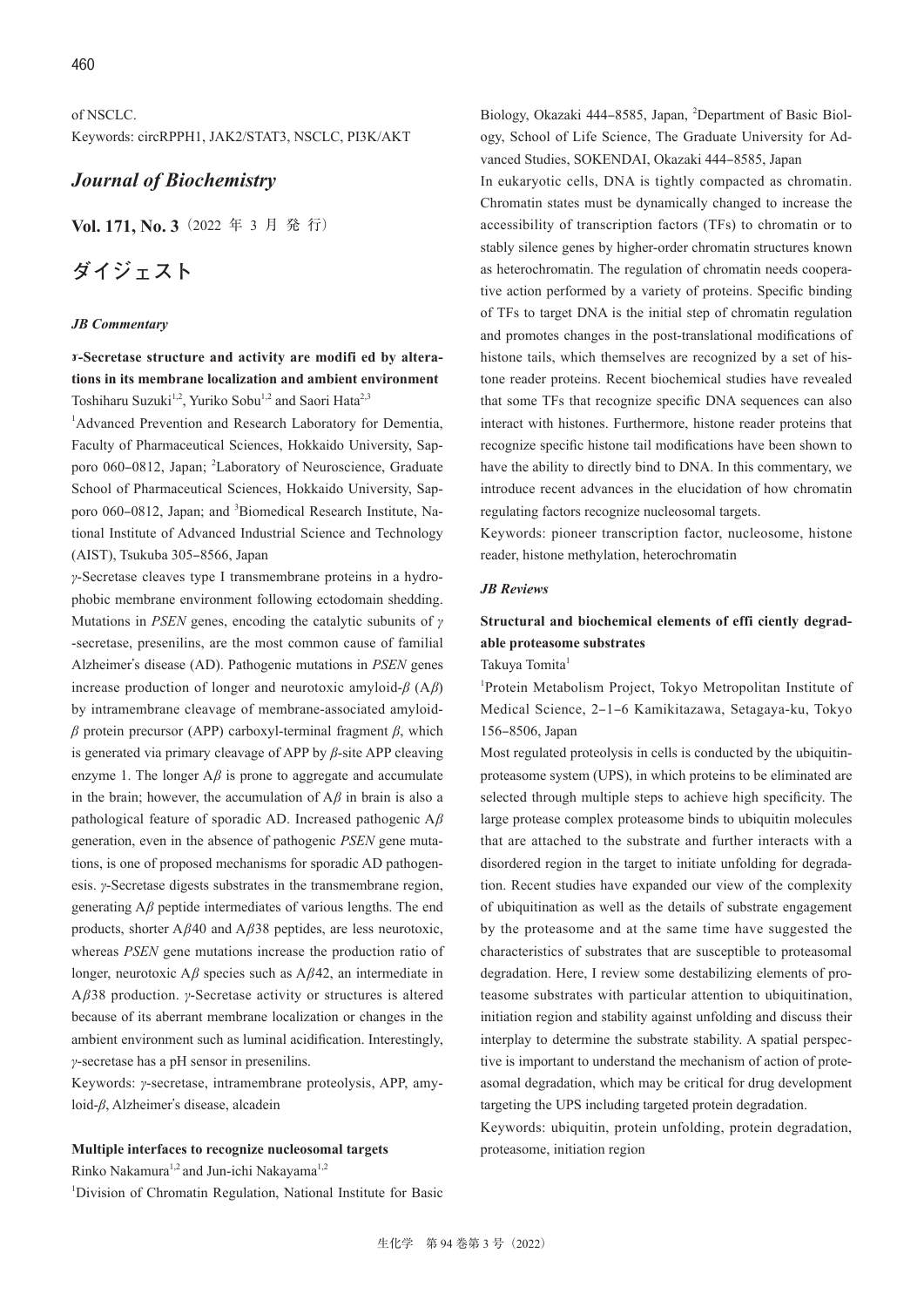of NSCLC.

Keywords: circRPPH1, JAK2/STAT3, NSCLC, PI3K/AKT

## *Journal of Biochemistry*

**Vol. 171, No. 3**（2022 年 3 月 発 行）

# ダイジェスト

### *JB Commentary*

**γ-Secretase structure and activity are modifi ed by alterations in its membrane localization and ambient environment**

Toshiharu Suzuki[1,2], Yuriko Sobu[1,2] and Saori Hata[2,3]

[1]Advanced Prevention and Research Laboratory for Dementia, Faculty of Pharmaceutical Sciences, Hokkaido University, Sapporo 060–0812, Japan; [2]Laboratory of Neuroscience, Graduate School of Pharmaceutical Sciences, Hokkaido University, Sapporo 060–0812, Japan; and [3]Biomedical Research Institute, National Institute of Advanced Industrial Science and Technology (AIST), Tsukuba 305–8566, Japan

*γ*-Secretase cleaves type I transmembrane proteins in a hydrophobic membrane environment following ectodomain shedding. Mutations in *PSEN* genes, encoding the catalytic subunits of *γ*-secretase, presenilins, are the most common cause of familial Alzheimer's disease (AD). Pathogenic mutations in *PSEN* genes increase production of longer and neurotoxic amyloid-*β* (A*β*) by intramembrane cleavage of membrane-associated amyloid-*β* protein precursor (APP) carboxyl-terminal fragment *β*, which is generated via primary cleavage of APP by *β*-site APP cleaving enzyme 1. The longer A*β* is prone to aggregate and accumulate in the brain; however, the accumulation of A*β* in brain is also a pathological feature of sporadic AD. Increased pathogenic A*β* generation, even in the absence of pathogenic *PSEN* gene mutations, is one of proposed mechanisms for sporadic AD pathogenesis. *γ*-Secretase digests substrates in the transmembrane region, generating A*β* peptide intermediates of various lengths. The end products, shorter A*β*40 and A*β*38 peptides, are less neurotoxic, whereas *PSEN* gene mutations increase the production ratio of longer, neurotoxic A*β* species such as A*β*42, an intermediate in A*β*38 production. *γ*-Secretase activity or structures is altered because of its aberrant membrane localization or changes in the ambient environment such as luminal acidification. Interestingly, *γ*-secretase has a pH sensor in presenilins.

Keywords: *γ*-secretase, intramembrane proteolysis, APP, amyloid-*β*, Alzheimer's disease, alcadein

**Multiple interfaces to recognize nucleosomal targets**

Rinko Nakamura[1,2] and Jun-ichi Nakayama[1,2]

[1]Division of Chromatin Regulation, National Institute for Basic Biology, Okazaki 444–8585, Japan, [2]Department of Basic Biology, School of Life Science, The Graduate University for Advanced Studies, SOKENDAI, Okazaki 444–8585, Japan

In eukaryotic cells, DNA is tightly compacted as chromatin. Chromatin states must be dynamically changed to increase the accessibility of transcription factors (TFs) to chromatin or to stably silence genes by higher-order chromatin structures known as heterochromatin. The regulation of chromatin needs cooperative action performed by a variety of proteins. Specific binding of TFs to target DNA is the initial step of chromatin regulation and promotes changes in the post-translational modifications of histone tails, which themselves are recognized by a set of histone reader proteins. Recent biochemical studies have revealed that some TFs that recognize specific DNA sequences can also interact with histones. Furthermore, histone reader proteins that recognize specific histone tail modifications have been shown to have the ability to directly bind to DNA. In this commentary, we introduce recent advances in the elucidation of how chromatin regulating factors recognize nucleosomal targets.

Keywords: pioneer transcription factor, nucleosome, histone reader, histone methylation, heterochromatin

### *JB Reviews*

**Structural and biochemical elements of effi ciently degradable proteasome substrates**

Takuya Tomita[1]

[1]Protein Metabolism Project, Tokyo Metropolitan Institute of Medical Science, 2–1–6 Kamikitazawa, Setagaya-ku, Tokyo 156–8506, Japan

Most regulated proteolysis in cells is conducted by the ubiquitin-proteasome system (UPS), in which proteins to be eliminated are selected through multiple steps to achieve high specificity. The large protease complex proteasome binds to ubiquitin molecules that are attached to the substrate and further interacts with a disordered region in the target to initiate unfolding for degradation. Recent studies have expanded our view of the complexity of ubiquitination as well as the details of substrate engagement by the proteasome and at the same time have suggested the characteristics of substrates that are susceptible to proteasomal degradation. Here, I review some destabilizing elements of proteasome substrates with particular attention to ubiquitination, initiation region and stability against unfolding and discuss their interplay to determine the substrate stability. A spatial perspective is important to understand the mechanism of action of proteasomal degradation, which may be critical for drug development targeting the UPS including targeted protein degradation.

Keywords: ubiquitin, protein unfolding, protein degradation, proteasome, initiation region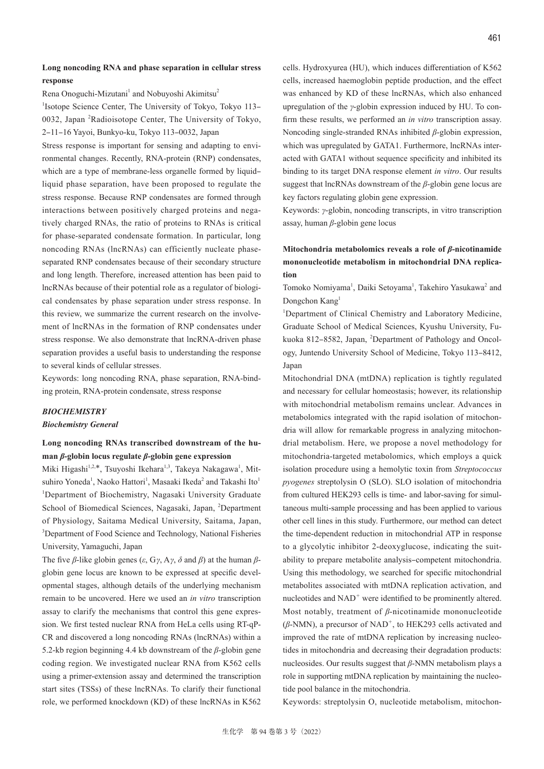### Long noncoding RNA and phase separation in cellular stress response

Rena Onoguchi-Mizutani[1] and Nobuyoshi Akimitsu[2]

[1]Isotope Science Center, The University of Tokyo, Tokyo 113–0032, Japan [2]Radioisotope Center, The University of Tokyo, 2–11–16 Yayoi, Bunkyo-ku, Tokyo 113–0032, Japan

Stress response is important for sensing and adapting to environmental changes. Recently, RNA-protein (RNP) condensates, which are a type of membrane-less organelle formed by liquid–liquid phase separation, have been proposed to regulate the stress response. Because RNP condensates are formed through interactions between positively charged proteins and negatively charged RNAs, the ratio of proteins to RNAs is critical for phase-separated condensate formation. In particular, long noncoding RNAs (lncRNAs) can efficiently nucleate phase-separated RNP condensates because of their secondary structure and long length. Therefore, increased attention has been paid to lncRNAs because of their potential role as a regulator of biological condensates by phase separation under stress response. In this review, we summarize the current research on the involvement of lncRNAs in the formation of RNP condensates under stress response. We also demonstrate that lncRNA-driven phase separation provides a useful basis to understanding the response to several kinds of cellular stresses.

Keywords: long noncoding RNA, phase separation, RNA-binding protein, RNA-protein condensate, stress response

## *BIOCHEMISTRY*

### *Biochemistry General*

### Long noncoding RNAs transcribed downstream of the human *β*-globin locus regulate *β*-globin gene expression

Miki Higashi[1,2,*], Tsuyoshi Ikehara[1,3], Takeya Nakagawa[1], Mitsuhiro Yoneda[1], Naoko Hattori[1], Masaaki Ikeda[2] and Takashi Ito[1]

[1]Department of Biochemistry, Nagasaki University Graduate School of Biomedical Sciences, Nagasaki, Japan, [2]Department of Physiology, Saitama Medical University, Saitama, Japan, [3]Department of Food Science and Technology, National Fisheries University, Yamaguchi, Japan

The five *β*-like globin genes (*ε*, G*γ*, A*γ*, *δ* and *β*) at the human *β*-globin gene locus are known to be expressed at specific developmental stages, although details of the underlying mechanism remain to be uncovered. Here we used an *in vitro* transcription assay to clarify the mechanisms that control this gene expression. We first tested nuclear RNA from HeLa cells using RT-qPCR and discovered a long noncoding RNAs (lncRNAs) within a 5.2-kb region beginning 4.4 kb downstream of the *β*-globin gene coding region. We investigated nuclear RNA from K562 cells using a primer-extension assay and determined the transcription start sites (TSSs) of these lncRNAs. To clarify their functional role, we performed knockdown (KD) of these lncRNAs in K562 cells. Hydroxyurea (HU), which induces differentiation of K562 cells, increased haemoglobin peptide production, and the effect was enhanced by KD of these lncRNAs, which also enhanced upregulation of the *γ*-globin expression induced by HU. To confirm these results, we performed an *in vitro* transcription assay. Noncoding single-stranded RNAs inhibited *β*-globin expression, which was upregulated by GATA1. Furthermore, lncRNAs interacted with GATA1 without sequence specificity and inhibited its binding to its target DNA response element *in vitro*. Our results suggest that lncRNAs downstream of the *β*-globin gene locus are key factors regulating globin gene expression.

Keywords: *γ*-globin, noncoding transcripts, in vitro transcription assay, human *β*-globin gene locus

### Mitochondria metabolomics reveals a role of *β*-nicotinamide mononucleotide metabolism in mitochondrial DNA replication

Tomoko Nomiyama[1], Daiki Setoyama[1], Takehiro Yasukawa[2] and Dongchon Kang[1]

[1]Department of Clinical Chemistry and Laboratory Medicine, Graduate School of Medical Sciences, Kyushu University, Fukuoka 812–8582, Japan, [2]Department of Pathology and Oncology, Juntendo University School of Medicine, Tokyo 113–8412, Japan

Mitochondrial DNA (mtDNA) replication is tightly regulated and necessary for cellular homeostasis; however, its relationship with mitochondrial metabolism remains unclear. Advances in metabolomics integrated with the rapid isolation of mitochondria will allow for remarkable progress in analyzing mitochondrial metabolism. Here, we propose a novel methodology for mitochondria-targeted metabolomics, which employs a quick isolation procedure using a hemolytic toxin from *Streptococcus pyogenes* streptolysin O (SLO). SLO isolation of mitochondria from cultured HEK293 cells is time- and labor-saving for simultaneous multi-sample processing and has been applied to various other cell lines in this study. Furthermore, our method can detect the time-dependent reduction in mitochondrial ATP in response to a glycolytic inhibitor 2-deoxyglucose, indicating the suitability to prepare metabolite analysis–competent mitochondria. Using this methodology, we searched for specific mitochondrial metabolites associated with mtDNA replication activation, and nucleotides and $NAD^+$ were identified to be prominently altered. Most notably, treatment of *β*-nicotinamide mononucleotide (*β*-NMN), a precursor of $NAD^+$, to HEK293 cells activated and improved the rate of mtDNA replication by increasing nucleotides in mitochondria and decreasing their degradation products: nucleosides. Our results suggest that *β*-NMN metabolism plays a role in supporting mtDNA replication by maintaining the nucleotide pool balance in the mitochondria.

Keywords: streptolysin O, nucleotide metabolism, mitochon-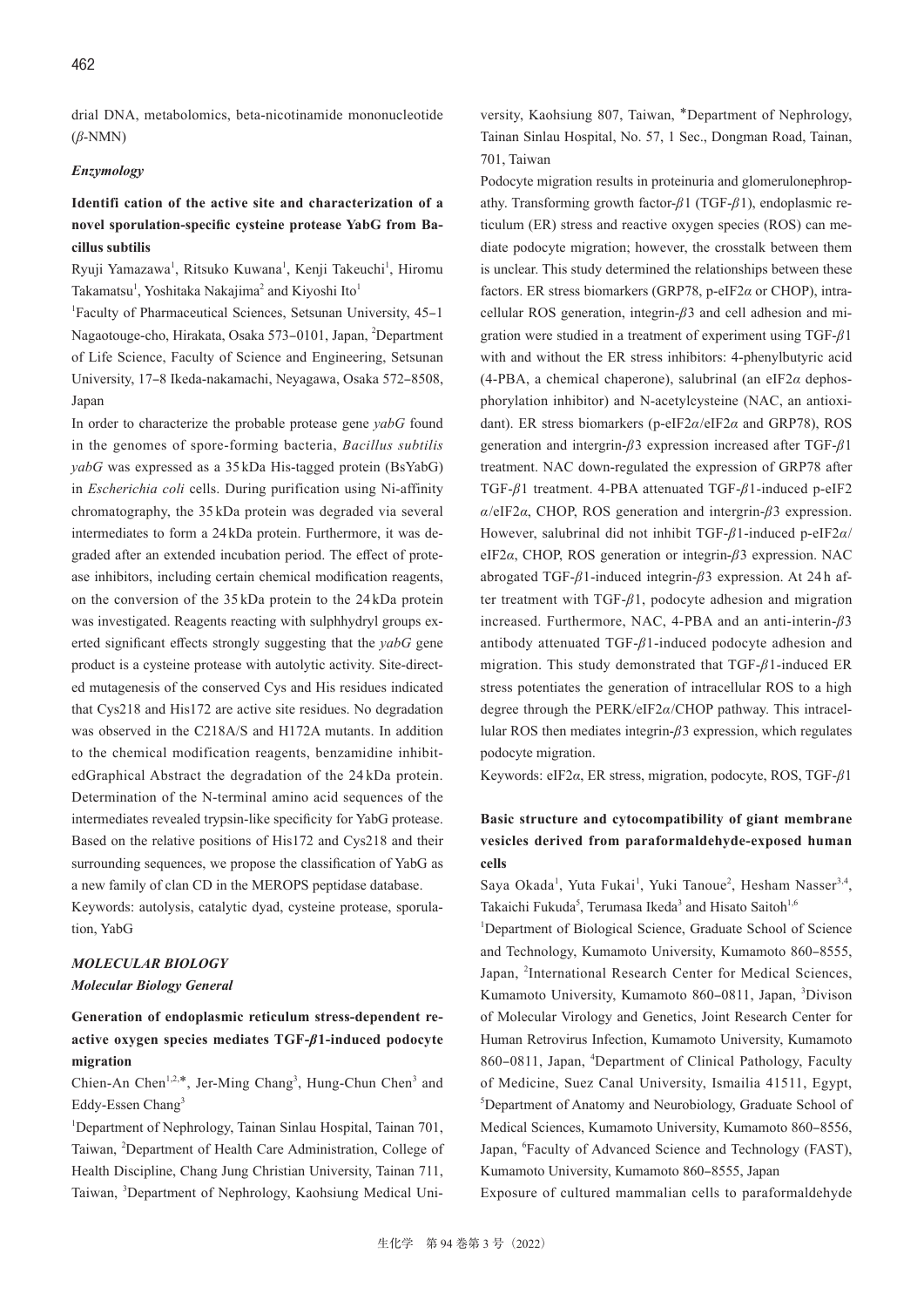drial DNA, metabolomics, beta-nicotinamide mononucleotide ($\beta$-NMN)

### *Enzymology*

## Identifi cation of the active site and characterization of a novel sporulation-specific cysteine protease YabG from Bacillus subtilis

Ryuji Yamazawa[1], Ritsuko Kuwana[1], Kenji Takeuchi[1], Hiromu Takamatsu[1], Yoshitaka Nakajima[2] and Kiyoshi Ito[1]

[1]Faculty of Pharmaceutical Sciences, Setsunan University, 45–1 Nagaotouge-cho, Hirakata, Osaka 573–0101, Japan, [2]Department of Life Science, Faculty of Science and Engineering, Setsunan University, 17–8 Ikeda-nakamachi, Neyagawa, Osaka 572–8508, Japan

In order to characterize the probable protease gene *yabG* found in the genomes of spore-forming bacteria, *Bacillus subtilis yabG* was expressed as a 35 kDa His-tagged protein (BsYabG) in *Escherichia coli* cells. During purification using Ni-affinity chromatography, the 35 kDa protein was degraded via several intermediates to form a 24 kDa protein. Furthermore, it was degraded after an extended incubation period. The effect of protease inhibitors, including certain chemical modification reagents, on the conversion of the 35 kDa protein to the 24 kDa protein was investigated. Reagents reacting with sulphhydryl groups exerted significant effects strongly suggesting that the *yabG* gene product is a cysteine protease with autolytic activity. Site-directed mutagenesis of the conserved Cys and His residues indicated that Cys218 and His172 are active site residues. No degradation was observed in the C218A/S and H172A mutants. In addition to the chemical modification reagents, benzamidine inhibitedGraphical Abstract the degradation of the 24 kDa protein. Determination of the N-terminal amino acid sequences of the intermediates revealed trypsin-like specificity for YabG protease. Based on the relative positions of His172 and Cys218 and their surrounding sequences, we propose the classification of YabG as a new family of clan CD in the MEROPS peptidase database.

Keywords: autolysis, catalytic dyad, cysteine protease, sporulation, YabG

### *MOLECULAR BIOLOGY*

### *Molecular Biology General*

## Generation of endoplasmic reticulum stress-dependent reactive oxygen species mediates TGF-$\beta$1-induced podocyte migration

Chien-An Chen[1,2,*], Jer-Ming Chang[3], Hung-Chun Chen[3] and Eddy-Essen Chang[3]

[1]Department of Nephrology, Tainan Sinlau Hospital, Tainan 701, Taiwan, [2]Department of Health Care Administration, College of Health Discipline, Chang Jung Christian University, Tainan 711, Taiwan, [3]Department of Nephrology, Kaohsiung Medical University, Kaohsiung 807, Taiwan, *Department of Nephrology, Tainan Sinlau Hospital, No. 57, 1 Sec., Dongman Road, Tainan, 701, Taiwan

Podocyte migration results in proteinuria and glomerulonephropathy. Transforming growth factor-$\beta$1 (TGF-$\beta$1), endoplasmic reticulum (ER) stress and reactive oxygen species (ROS) can mediate podocyte migration; however, the crosstalk between them is unclear. This study determined the relationships between these factors. ER stress biomarkers (GRP78, p-eIF2$\alpha$ or CHOP), intracellular ROS generation, integrin-$\beta$3 and cell adhesion and migration were studied in a treatment of experiment using TGF-$\beta$1 with and without the ER stress inhibitors: 4-phenylbutyric acid (4-PBA, a chemical chaperone), salubrinal (an eIF2$\alpha$ dephosphorylation inhibitor) and N-acetylcysteine (NAC, an antioxidant). ER stress biomarkers (p-eIF2$\alpha$/eIF2$\alpha$ and GRP78), ROS generation and intergrin-$\beta$3 expression increased after TGF-$\beta$1 treatment. NAC down-regulated the expression of GRP78 after TGF-$\beta$1 treatment. 4-PBA attenuated TGF-$\beta$1-induced p-eIF2$\alpha$/eIF2$\alpha$, CHOP, ROS generation and intergrin-$\beta$3 expression. However, salubrinal did not inhibit TGF-$\beta$1-induced p-eIF2$\alpha$/eIF2$\alpha$, CHOP, ROS generation or integrin-$\beta$3 expression. NAC abrogated TGF-$\beta$1-induced integrin-$\beta$3 expression. At 24 h after treatment with TGF-$\beta$1, podocyte adhesion and migration increased. Furthermore, NAC, 4-PBA and an anti-interin-$\beta$3 antibody attenuated TGF-$\beta$1-induced podocyte adhesion and migration. This study demonstrated that TGF-$\beta$1-induced ER stress potentiates the generation of intracellular ROS to a high degree through the PERK/eIF2$\alpha$/CHOP pathway. This intracellular ROS then mediates integrin-$\beta$3 expression, which regulates podocyte migration.

Keywords: eIF2$\alpha$, ER stress, migration, podocyte, ROS, TGF-$\beta$1

## Basic structure and cytocompatibility of giant membrane vesicles derived from paraformaldehyde-exposed human cells

Saya Okada[1], Yuta Fukai[1], Yuki Tanoue[2], Hesham Nasser[3,4], Takaichi Fukuda[5], Terumasa Ikeda[3] and Hisato Saitoh[1,6]

[1]Department of Biological Science, Graduate School of Science and Technology, Kumamoto University, Kumamoto 860–8555, Japan, [2]International Research Center for Medical Sciences, Kumamoto University, Kumamoto 860–0811, Japan, [3]Divison of Molecular Virology and Genetics, Joint Research Center for Human Retrovirus Infection, Kumamoto University, Kumamoto 860–0811, Japan, [4]Department of Clinical Pathology, Faculty of Medicine, Suez Canal University, Ismailia 41511, Egypt, [5]Department of Anatomy and Neurobiology, Graduate School of Medical Sciences, Kumamoto University, Kumamoto 860–8556, Japan, [6]Faculty of Advanced Science and Technology (FAST), Kumamoto University, Kumamoto 860–8555, Japan

Exposure of cultured mammalian cells to paraformaldehyde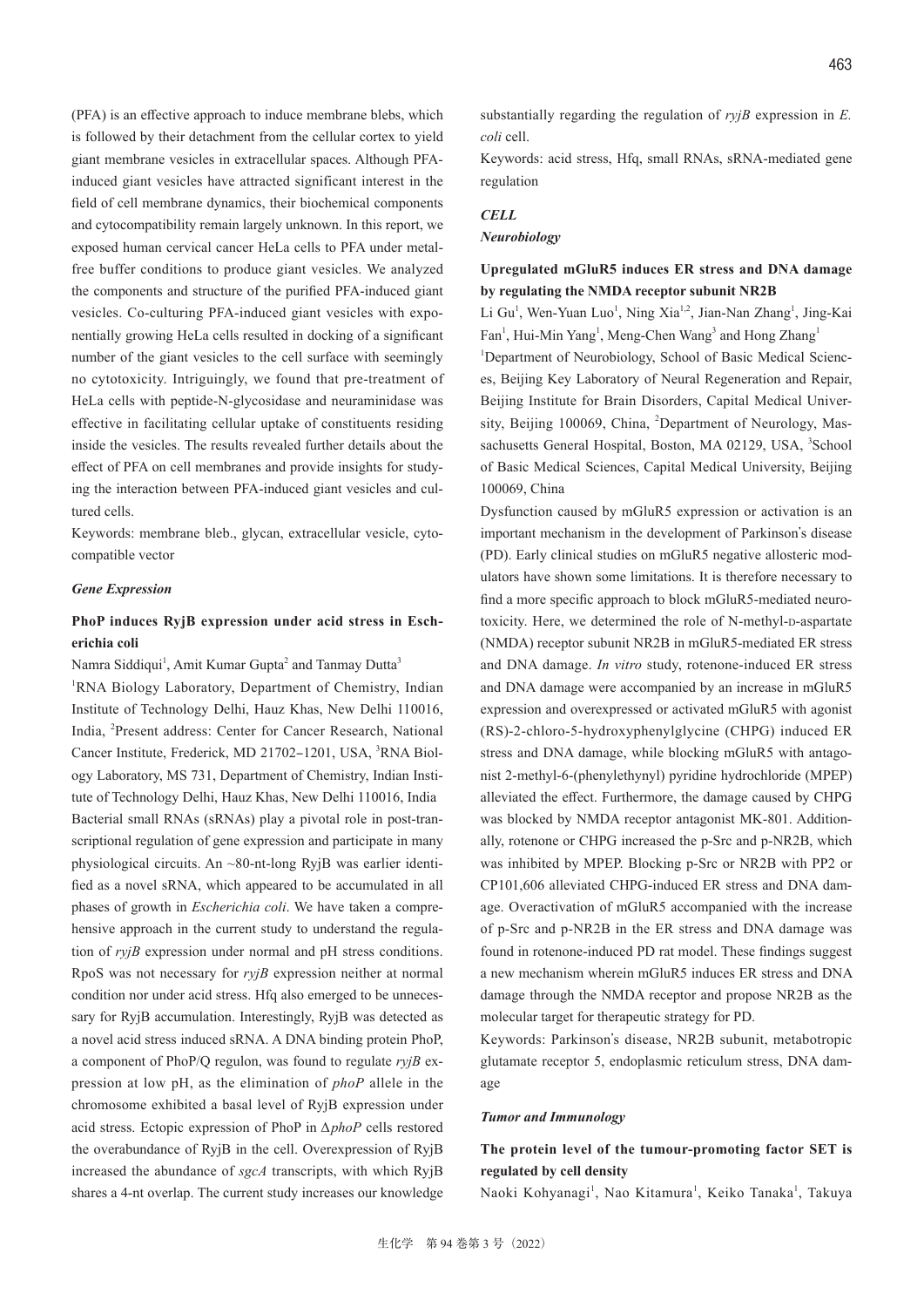(PFA) is an effective approach to induce membrane blebs, which is followed by their detachment from the cellular cortex to yield giant membrane vesicles in extracellular spaces. Although PFA-induced giant vesicles have attracted significant interest in the field of cell membrane dynamics, their biochemical components and cytocompatibility remain largely unknown. In this report, we exposed human cervical cancer HeLa cells to PFA under metal-free buffer conditions to produce giant vesicles. We analyzed the components and structure of the purified PFA-induced giant vesicles. Co-culturing PFA-induced giant vesicles with exponentially growing HeLa cells resulted in docking of a significant number of the giant vesicles to the cell surface with seemingly no cytotoxicity. Intriguingly, we found that pre-treatment of HeLa cells with peptide-N-glycosidase and neuraminidase was effective in facilitating cellular uptake of constituents residing inside the vesicles. The results revealed further details about the effect of PFA on cell membranes and provide insights for studying the interaction between PFA-induced giant vesicles and cultured cells.

Keywords: membrane bleb., glycan, extracellular vesicle, cytocompatible vector

### *Gene Expression*

#### PhoP induces RyjB expression under acid stress in Escherichia coli

Namra Siddiqui[1], Amit Kumar Gupta[2] and Tanmay Dutta[3]

[1]RNA Biology Laboratory, Department of Chemistry, Indian Institute of Technology Delhi, Hauz Khas, New Delhi 110016, India, [2]Present address: Center for Cancer Research, National Cancer Institute, Frederick, MD 21702–1201, USA, [3]RNA Biology Laboratory, MS 731, Department of Chemistry, Indian Institute of Technology Delhi, Hauz Khas, New Delhi 110016, India

Bacterial small RNAs (sRNAs) play a pivotal role in post-transcriptional regulation of gene expression and participate in many physiological circuits. An ~80-nt-long RyjB was earlier identified as a novel sRNA, which appeared to be accumulated in all phases of growth in *Escherichia coli*. We have taken a comprehensive approach in the current study to understand the regulation of *ryjB* expression under normal and pH stress conditions. RpoS was not necessary for *ryjB* expression neither at normal condition nor under acid stress. Hfq also emerged to be unnecessary for RyjB accumulation. Interestingly, RyjB was detected as a novel acid stress induced sRNA. A DNA binding protein PhoP, a component of PhoP/Q regulon, was found to regulate *ryjB* expression at low pH, as the elimination of *phoP* allele in the chromosome exhibited a basal level of RyjB expression under acid stress. Ectopic expression of PhoP in Δ*phoP* cells restored the overabundance of RyjB in the cell. Overexpression of RyjB increased the abundance of *sgcA* transcripts, with which RyjB shares a 4-nt overlap. The current study increases our knowledge substantially regarding the regulation of *ryjB* expression in *E. coli* cell.

Keywords: acid stress, Hfq, small RNAs, sRNA-mediated gene regulation

## *CELL*

### *Neurobiology*

#### Upregulated mGluR5 induces ER stress and DNA damage by regulating the NMDA receptor subunit NR2B

Li Gu[1], Wen-Yuan Luo[1], Ning Xia[1,2], Jian-Nan Zhang[1], Jing-Kai Fan[1], Hui-Min Yang[1], Meng-Chen Wang[3] and Hong Zhang[1]

[1]Department of Neurobiology, School of Basic Medical Sciences, Beijing Key Laboratory of Neural Regeneration and Repair, Beijing Institute for Brain Disorders, Capital Medical University, Beijing 100069, China, [2]Department of Neurology, Massachusetts General Hospital, Boston, MA 02129, USA, [3]School of Basic Medical Sciences, Capital Medical University, Beijing 100069, China

Dysfunction caused by mGluR5 expression or activation is an important mechanism in the development of Parkinson's disease (PD). Early clinical studies on mGluR5 negative allosteric modulators have shown some limitations. It is therefore necessary to find a more specific approach to block mGluR5-mediated neurotoxicity. Here, we determined the role of N-methyl-D-aspartate (NMDA) receptor subunit NR2B in mGluR5-mediated ER stress and DNA damage. *In vitro* study, rotenone-induced ER stress and DNA damage were accompanied by an increase in mGluR5 expression and overexpressed or activated mGluR5 with agonist (RS)-2-chloro-5-hydroxyphenylglycine (CHPG) induced ER stress and DNA damage, while blocking mGluR5 with antagonist 2-methyl-6-(phenylethynyl) pyridine hydrochloride (MPEP) alleviated the effect. Furthermore, the damage caused by CHPG was blocked by NMDA receptor antagonist MK-801. Additionally, rotenone or CHPG increased the p-Src and p-NR2B, which was inhibited by MPEP. Blocking p-Src or NR2B with PP2 or CP101,606 alleviated CHPG-induced ER stress and DNA damage. Overactivation of mGluR5 accompanied with the increase of p-Src and p-NR2B in the ER stress and DNA damage was found in rotenone-induced PD rat model. These findings suggest a new mechanism wherein mGluR5 induces ER stress and DNA damage through the NMDA receptor and propose NR2B as the molecular target for therapeutic strategy for PD.

Keywords: Parkinson's disease, NR2B subunit, metabotropic glutamate receptor 5, endoplasmic reticulum stress, DNA damage

### *Tumor and Immunology*

#### The protein level of the tumour-promoting factor SET is regulated by cell density

Naoki Kohyanagi[1], Nao Kitamura[1], Keiko Tanaka[1], Takuya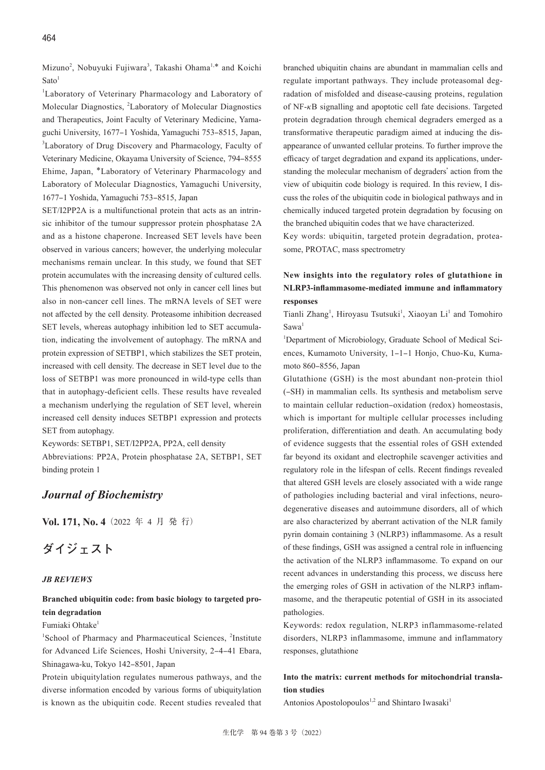Mizuno[2], Nobuyuki Fujiwara[3], Takashi Ohama[1,*] and Koichi Sato[1]

[1]Laboratory of Veterinary Pharmacology and Laboratory of Molecular Diagnostics, [2]Laboratory of Molecular Diagnostics and Therapeutics, Joint Faculty of Veterinary Medicine, Yamaguchi University, 1677–1 Yoshida, Yamaguchi 753–8515, Japan, [3]Laboratory of Drug Discovery and Pharmacology, Faculty of Veterinary Medicine, Okayama University of Science, 794–8555 Ehime, Japan, *Laboratory of Veterinary Pharmacology and Laboratory of Molecular Diagnostics, Yamaguchi University, 1677–1 Yoshida, Yamaguchi 753–8515, Japan

SET/I2PP2A is a multifunctional protein that acts as an intrinsic inhibitor of the tumour suppressor protein phosphatase 2A and as a histone chaperone. Increased SET levels have been observed in various cancers; however, the underlying molecular mechanisms remain unclear. In this study, we found that SET protein accumulates with the increasing density of cultured cells. This phenomenon was observed not only in cancer cell lines but also in non-cancer cell lines. The mRNA levels of SET were not affected by the cell density. Proteasome inhibition decreased SET levels, whereas autophagy inhibition led to SET accumulation, indicating the involvement of autophagy. The mRNA and protein expression of SETBP1, which stabilizes the SET protein, increased with cell density. The decrease in SET level due to the loss of SETBP1 was more pronounced in wild-type cells than that in autophagy-deficient cells. These results have revealed a mechanism underlying the regulation of SET level, wherein increased cell density induces SETBP1 expression and protects SET from autophagy.

Keywords: SETBP1, SET/I2PP2A, PP2A, cell density

Abbreviations: PP2A, Protein phosphatase 2A, SETBP1, SET binding protein 1

## *Journal of Biochemistry*

**Vol. 171, No. 4**（2022 年 4 月 発 行）

## ダイジェスト

### *JB REVIEWS*

#### Branched ubiquitin code: from basic biology to targeted protein degradation

Fumiaki Ohtake[1]

[1]School of Pharmacy and Pharmaceutical Sciences, [2]Institute for Advanced Life Sciences, Hoshi University, 2–4–41 Ebara, Shinagawa-ku, Tokyo 142–8501, Japan

Protein ubiquitylation regulates numerous pathways, and the diverse information encoded by various forms of ubiquitylation is known as the ubiquitin code. Recent studies revealed that branched ubiquitin chains are abundant in mammalian cells and regulate important pathways. They include proteasomal degradation of misfolded and disease-causing proteins, regulation of NF-κB signalling and apoptotic cell fate decisions. Targeted protein degradation through chemical degraders emerged as a transformative therapeutic paradigm aimed at inducing the disappearance of unwanted cellular proteins. To further improve the efficacy of target degradation and expand its applications, understanding the molecular mechanism of degraders' action from the view of ubiquitin code biology is required. In this review, I discuss the roles of the ubiquitin code in biological pathways and in chemically induced targeted protein degradation by focusing on the branched ubiquitin codes that we have characterized.

Key words: ubiquitin, targeted protein degradation, proteasome, PROTAC, mass spectrometry

#### New insights into the regulatory roles of glutathione in NLRP3-inflammasome-mediated immune and inflammatory responses

Tianli Zhang[1], Hiroyasu Tsutsuki[1], Xiaoyan Li[1] and Tomohiro Sawa[1]

[1]Department of Microbiology, Graduate School of Medical Sciences, Kumamoto University, 1–1–1 Honjo, Chuo-Ku, Kumamoto 860–8556, Japan

Glutathione (GSH) is the most abundant non-protein thiol (–SH) in mammalian cells. Its synthesis and metabolism serve to maintain cellular reduction–oxidation (redox) homeostasis, which is important for multiple cellular processes including proliferation, differentiation and death. An accumulating body of evidence suggests that the essential roles of GSH extended far beyond its oxidant and electrophile scavenger activities and regulatory role in the lifespan of cells. Recent findings revealed that altered GSH levels are closely associated with a wide range of pathologies including bacterial and viral infections, neurodegenerative diseases and autoimmune disorders, all of which are also characterized by aberrant activation of the NLR family pyrin domain containing 3 (NLRP3) inflammasome. As a result of these findings, GSH was assigned a central role in influencing the activation of the NLRP3 inflammasome. To expand on our recent advances in understanding this process, we discuss here the emerging roles of GSH in activation of the NLRP3 inflammasome, and the therapeutic potential of GSH in its associated pathologies.

Keywords: redox regulation, NLRP3 inflammasome-related disorders, NLRP3 inflammasome, immune and inflammatory responses, glutathione

#### Into the matrix: current methods for mitochondrial translation studies

Antonios Apostolopoulos[1,2] and Shintaro Iwasaki[1]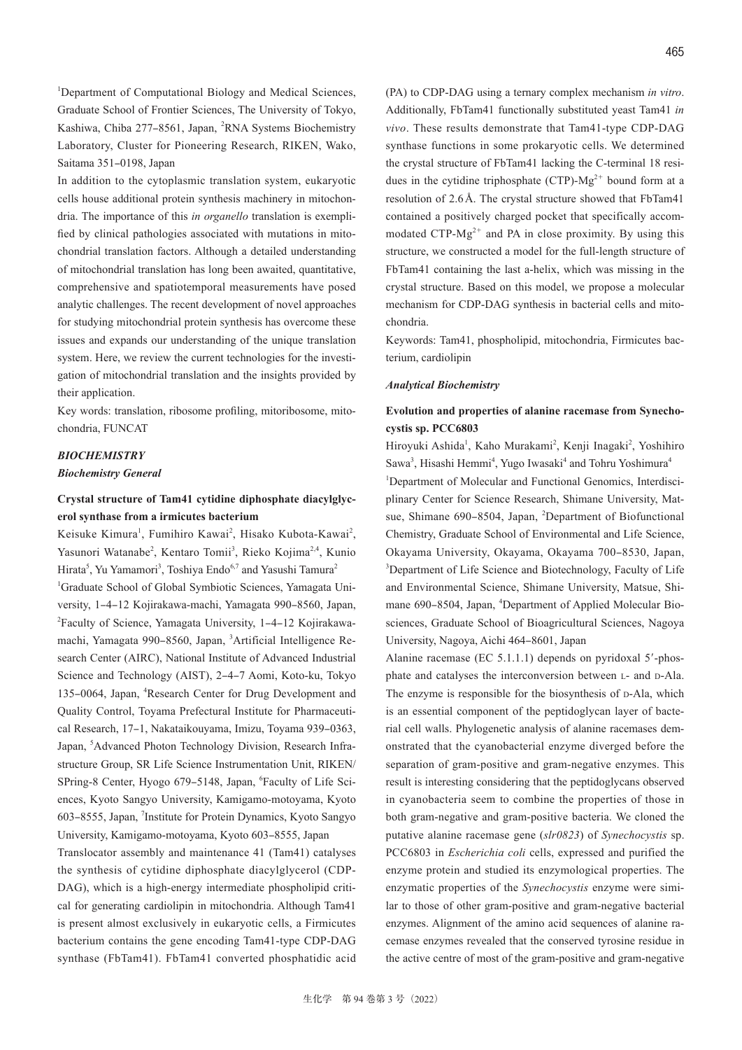[1]Department of Computational Biology and Medical Sciences, Graduate School of Frontier Sciences, The University of Tokyo, Kashiwa, Chiba 277–8561, Japan, [2]RNA Systems Biochemistry Laboratory, Cluster for Pioneering Research, RIKEN, Wako, Saitama 351–0198, Japan

In addition to the cytoplasmic translation system, eukaryotic cells house additional protein synthesis machinery in mitochondria. The importance of this *in organello* translation is exemplified by clinical pathologies associated with mutations in mitochondrial translation factors. Although a detailed understanding of mitochondrial translation has long been awaited, quantitative, comprehensive and spatiotemporal measurements have posed analytic challenges. The recent development of novel approaches for studying mitochondrial protein synthesis has overcome these issues and expands our understanding of the unique translation system. Here, we review the current technologies for the investigation of mitochondrial translation and the insights provided by their application.

Key words: translation, ribosome profiling, mitoribosome, mitochondria, FUNCAT

## *BIOCHEMISTRY*

### *Biochemistry General*

#### Crystal structure of Tam41 cytidine diphosphate diacylglycerol synthase from a irmicutes bacterium

Keisuke Kimura[1], Fumihiro Kawai[2], Hisako Kubota-Kawai[2], Yasunori Watanabe[2], Kentaro Tomii[3], Rieko Kojima[2,4], Kunio Hirata[5], Yu Yamamori[3], Toshiya Endo[6,7] and Yasushi Tamura[2]

[1]Graduate School of Global Symbiotic Sciences, Yamagata University, 1–4–12 Kojirakawa-machi, Yamagata 990–8560, Japan, [2]Faculty of Science, Yamagata University, 1–4–12 Kojirakawa-machi, Yamagata 990–8560, Japan, [3]Artificial Intelligence Research Center (AIRC), National Institute of Advanced Industrial Science and Technology (AIST), 2–4–7 Aomi, Koto-ku, Tokyo 135–0064, Japan, [4]Research Center for Drug Development and Quality Control, Toyama Prefectural Institute for Pharmaceutical Research, 17–1, Nakataikouyama, Imizu, Toyama 939–0363, Japan, [5]Advanced Photon Technology Division, Research Infrastructure Group, SR Life Science Instrumentation Unit, RIKEN/SPring-8 Center, Hyogo 679–5148, Japan, [6]Faculty of Life Sciences, Kyoto Sangyo University, Kamigamo-motoyama, Kyoto 603–8555, Japan, [7]Institute for Protein Dynamics, Kyoto Sangyo University, Kamigamo-motoyama, Kyoto 603–8555, Japan

Translocator assembly and maintenance 41 (Tam41) catalyses the synthesis of cytidine diphosphate diacylglycerol (CDP-DAG), which is a high-energy intermediate phospholipid critical for generating cardiolipin in mitochondria. Although Tam41 is present almost exclusively in eukaryotic cells, a Firmicutes bacterium contains the gene encoding Tam41-type CDP-DAG synthase (FbTam41). FbTam41 converted phosphatidic acid (PA) to CDP-DAG using a ternary complex mechanism *in vitro*. Additionally, FbTam41 functionally substituted yeast Tam41 *in vivo*. These results demonstrate that Tam41-type CDP-DAG synthase functions in some prokaryotic cells. We determined the crystal structure of FbTam41 lacking the C-terminal 18 residues in the cytidine triphosphate (CTP)-$Mg^{2+}$ bound form at a resolution of 2.6 Å. The crystal structure showed that FbTam41 contained a positively charged pocket that specifically accommodated CTP-$Mg^{2+}$ and PA in close proximity. By using this structure, we constructed a model for the full-length structure of FbTam41 containing the last a-helix, which was missing in the crystal structure. Based on this model, we propose a molecular mechanism for CDP-DAG synthesis in bacterial cells and mitochondria.

Keywords: Tam41, phospholipid, mitochondria, Firmicutes bacterium, cardiolipin

### *Analytical Biochemistry*

#### Evolution and properties of alanine racemase from Synechocystis sp. PCC6803

Hiroyuki Ashida[1], Kaho Murakami[2], Kenji Inagaki[2], Yoshihiro Sawa[3], Hisashi Hemmi[4], Yugo Iwasaki[4] and Tohru Yoshimura[4]

[1]Department of Molecular and Functional Genomics, Interdisciplinary Center for Science Research, Shimane University, Matsue, Shimane 690–8504, Japan, [2]Department of Biofunctional Chemistry, Graduate School of Environmental and Life Science, Okayama University, Okayama, Okayama 700–8530, Japan, [3]Department of Life Science and Biotechnology, Faculty of Life and Environmental Science, Shimane University, Matsue, Shimane 690–8504, Japan, [4]Department of Applied Molecular Biosciences, Graduate School of Bioagricultural Sciences, Nagoya University, Nagoya, Aichi 464–8601, Japan

Alanine racemase (EC 5.1.1.1) depends on pyridoxal 5′-phosphate and catalyses the interconversion between L- and D-Ala. The enzyme is responsible for the biosynthesis of D-Ala, which is an essential component of the peptidoglycan layer of bacterial cell walls. Phylogenetic analysis of alanine racemases demonstrated that the cyanobacterial enzyme diverged before the separation of gram-positive and gram-negative enzymes. This result is interesting considering that the peptidoglycans observed in cyanobacteria seem to combine the properties of those in both gram-negative and gram-positive bacteria. We cloned the putative alanine racemase gene (*slr0823*) of *Synechocystis* sp. PCC6803 in *Escherichia coli* cells, expressed and purified the enzyme protein and studied its enzymological properties. The enzymatic properties of the *Synechocystis* enzyme were similar to those of other gram-positive and gram-negative bacterial enzymes. Alignment of the amino acid sequences of alanine racemase enzymes revealed that the conserved tyrosine residue in the active centre of most of the gram-positive and gram-negative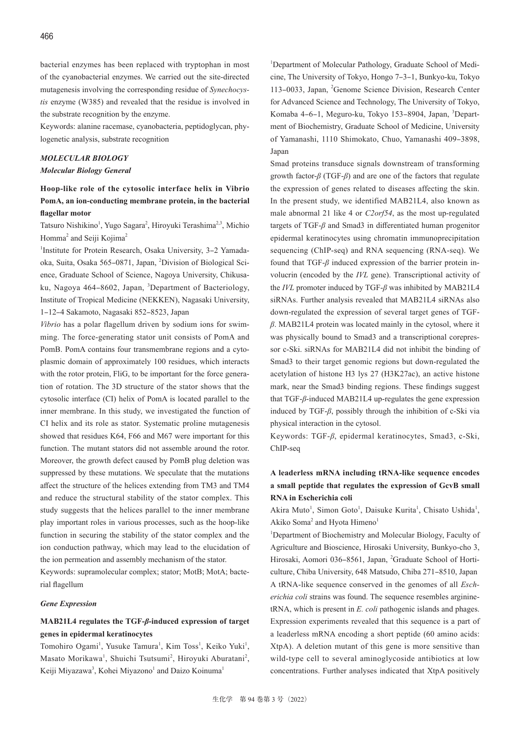bacterial enzymes has been replaced with tryptophan in most of the cyanobacterial enzymes. We carried out the site-directed mutagenesis involving the corresponding residue of *Synechocystis* enzyme (W385) and revealed that the residue is involved in the substrate recognition by the enzyme.

Keywords: alanine racemase, cyanobacteria, peptidoglycan, phylogenetic analysis, substrate recognition

## *MOLECULAR BIOLOGY*

### *Molecular Biology General*

#### Hoop-like role of the cytosolic interface helix in Vibrio PomA, an ion-conducting membrane protein, in the bacterial flagellar motor

Tatsuro Nishikino[1], Yugo Sagara[2], Hiroyuki Terashima[2,3], Michio Homma[2] and Seiji Kojima[2]

[1]Institute for Protein Research, Osaka University, 3–2 Yamadaoka, Suita, Osaka 565–0871, Japan, [2]Division of Biological Science, Graduate School of Science, Nagoya University, Chikusa-ku, Nagoya 464–8602, Japan, [3]Department of Bacteriology, Institute of Tropical Medicine (NEKKEN), Nagasaki University, 1–12–4 Sakamoto, Nagasaki 852–8523, Japan

*Vibrio* has a polar flagellum driven by sodium ions for swimming. The force-generating stator unit consists of PomA and PomB. PomA contains four transmembrane regions and a cytoplasmic domain of approximately 100 residues, which interacts with the rotor protein, FliG, to be important for the force generation of rotation. The 3D structure of the stator shows that the cytosolic interface (CI) helix of PomA is located parallel to the inner membrane. In this study, we investigated the function of CI helix and its role as stator. Systematic proline mutagenesis showed that residues K64, F66 and M67 were important for this function. The mutant stators did not assemble around the rotor. Moreover, the growth defect caused by PomB plug deletion was suppressed by these mutations. We speculate that the mutations affect the structure of the helices extending from TM3 and TM4 and reduce the structural stability of the stator complex. This study suggests that the helices parallel to the inner membrane play important roles in various processes, such as the hoop-like function in securing the stability of the stator complex and the ion conduction pathway, which may lead to the elucidation of the ion permeation and assembly mechanism of the stator.

Keywords: supramolecular complex; stator; MotB; MotA; bacterial flagellum

### *Gene Expression*

#### MAB21L4 regulates the TGF-*β*-induced expression of target genes in epidermal keratinocytes

Tomohiro Ogami[1], Yusuke Tamura[1], Kim Toss[1], Keiko Yuki[1], Masato Morikawa[1], Shuichi Tsutsumi[2], Hiroyuki Aburatani[2], Keiji Miyazawa[3], Kohei Miyazono[1] and Daizo Koinuma[1]

[1]Department of Molecular Pathology, Graduate School of Medicine, The University of Tokyo, Hongo 7–3–1, Bunkyo-ku, Tokyo 113–0033, Japan, [2]Genome Science Division, Research Center for Advanced Science and Technology, The University of Tokyo, Komaba 4–6–1, Meguro-ku, Tokyo 153–8904, Japan, [3]Department of Biochemistry, Graduate School of Medicine, University of Yamanashi, 1110 Shimokato, Chuo, Yamanashi 409–3898, Japan

Smad proteins transduce signals downstream of transforming growth factor-*β* (TGF-*β*) and are one of the factors that regulate the expression of genes related to diseases affecting the skin. In the present study, we identified MAB21L4, also known as male abnormal 21 like 4 or *C2orf54*, as the most up-regulated targets of TGF-*β* and Smad3 in differentiated human progenitor epidermal keratinocytes using chromatin immunoprecipitation sequencing (ChIP-seq) and RNA sequencing (RNA-seq). We found that TGF-*β* induced expression of the barrier protein involucrin (encoded by the *IVL* gene). Transcriptional activity of the *IVL* promoter induced by TGF-*β* was inhibited by MAB21L4 siRNAs. Further analysis revealed that MAB21L4 siRNAs also down-regulated the expression of several target genes of TGF-*β*. MAB21L4 protein was located mainly in the cytosol, where it was physically bound to Smad3 and a transcriptional corepressor c-Ski. siRNAs for MAB21L4 did not inhibit the binding of Smad3 to their target genomic regions but down-regulated the acetylation of histone H3 lys 27 (H3K27ac), an active histone mark, near the Smad3 binding regions. These findings suggest that TGF-*β*-induced MAB21L4 up-regulates the gene expression induced by TGF-*β*, possibly through the inhibition of c-Ski via physical interaction in the cytosol.

Keywords: TGF-*β*, epidermal keratinocytes, Smad3, c-Ski, ChIP-seq

#### A leaderless mRNA including tRNA-like sequence encodes a small peptide that regulates the expression of GcvB small RNA in Escherichia coli

Akira Muto[1], Simon Goto[1], Daisuke Kurita[1], Chisato Ushida[1], Akiko Soma[2] and Hyota Himeno[1]

[1]Department of Biochemistry and Molecular Biology, Faculty of Agriculture and Bioscience, Hirosaki University, Bunkyo-cho 3, Hirosaki, Aomori 036–8561, Japan, [2]Graduate School of Horticulture, Chiba University, 648 Matsudo, Chiba 271–8510, Japan

A tRNA-like sequence conserved in the genomes of all *Escherichia coli* strains was found. The sequence resembles arginine-tRNA, which is present in *E. coli* pathogenic islands and phages. Expression experiments revealed that this sequence is a part of a leaderless mRNA encoding a short peptide (60 amino acids: XtpA). A deletion mutant of this gene is more sensitive than wild-type cell to several aminoglycoside antibiotics at low concentrations. Further analyses indicated that XtpA positively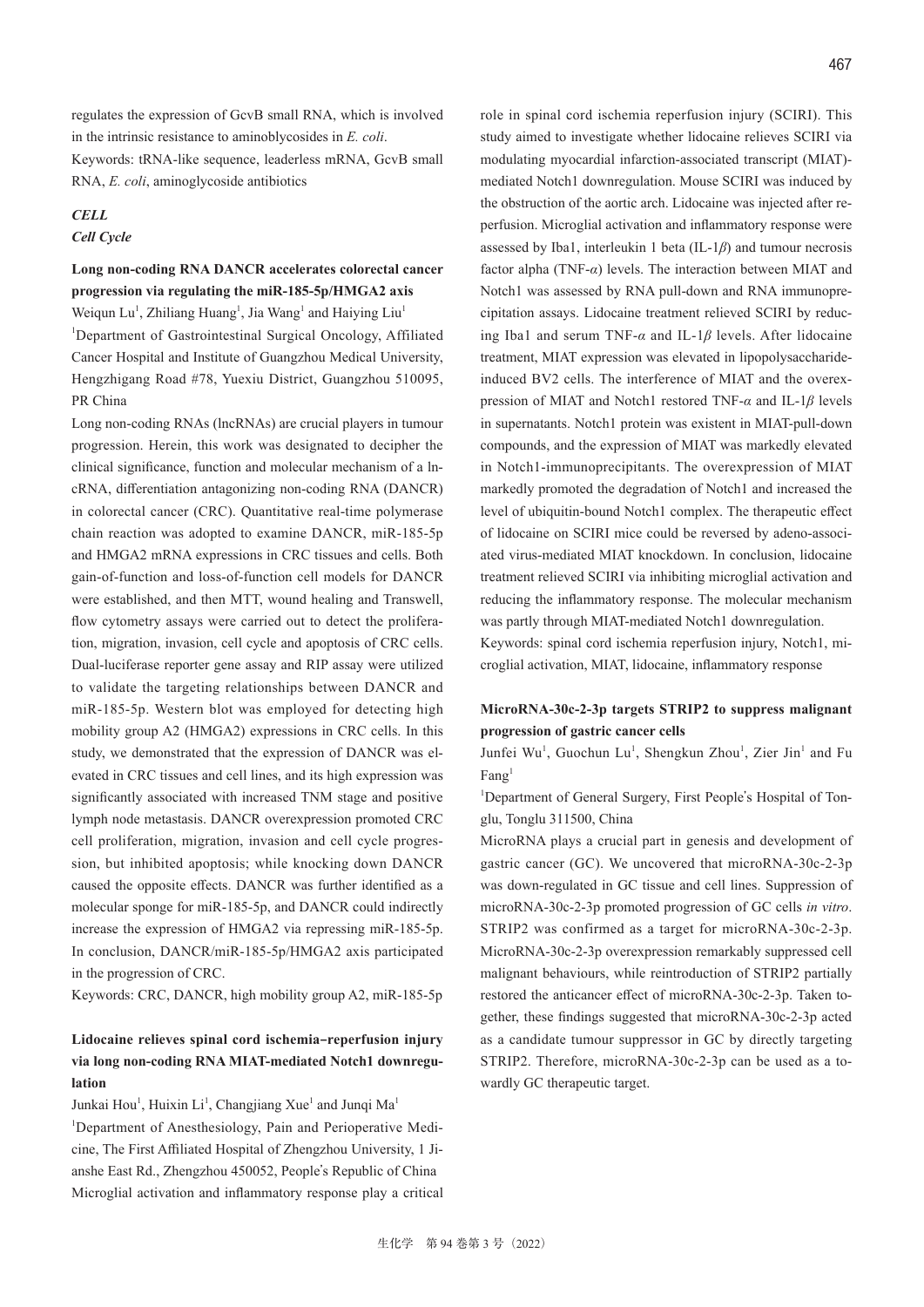regulates the expression of GcvB small RNA, which is involved in the intrinsic resistance to aminoblycosides in *E. coli*.

Keywords: tRNA-like sequence, leaderless mRNA, GcvB small RNA, *E. coli*, aminoglycoside antibiotics

## *CELL*

### *Cell Cycle*

**Long non-coding RNA DANCR accelerates colorectal cancer progression via regulating the miR-185-5p/HMGA2 axis**

Weiqun Lu[1], Zhiliang Huang[1], Jia Wang[1] and Haiying Liu[1]

[1]Department of Gastrointestinal Surgical Oncology, Affiliated Cancer Hospital and Institute of Guangzhou Medical University, Hengzhigang Road #78, Yuexiu District, Guangzhou 510095, PR China

Long non-coding RNAs (lncRNAs) are crucial players in tumour progression. Herein, this work was designated to decipher the clinical significance, function and molecular mechanism of a lncRNA, differentiation antagonizing non-coding RNA (DANCR) in colorectal cancer (CRC). Quantitative real-time polymerase chain reaction was adopted to examine DANCR, miR-185-5p and HMGA2 mRNA expressions in CRC tissues and cells. Both gain-of-function and loss-of-function cell models for DANCR were established, and then MTT, wound healing and Transwell, flow cytometry assays were carried out to detect the proliferation, migration, invasion, cell cycle and apoptosis of CRC cells. Dual-luciferase reporter gene assay and RIP assay were utilized to validate the targeting relationships between DANCR and miR-185-5p. Western blot was employed for detecting high mobility group A2 (HMGA2) expressions in CRC cells. In this study, we demonstrated that the expression of DANCR was elevated in CRC tissues and cell lines, and its high expression was significantly associated with increased TNM stage and positive lymph node metastasis. DANCR overexpression promoted CRC cell proliferation, migration, invasion and cell cycle progression, but inhibited apoptosis; while knocking down DANCR caused the opposite effects. DANCR was further identified as a molecular sponge for miR-185-5p, and DANCR could indirectly increase the expression of HMGA2 via repressing miR-185-5p. In conclusion, DANCR/miR-185-5p/HMGA2 axis participated in the progression of CRC.

Keywords: CRC, DANCR, high mobility group A2, miR-185-5p

**Lidocaine relieves spinal cord ischemia–reperfusion injury via long non-coding RNA MIAT-mediated Notch1 downregulation**

Junkai Hou[1], Huixin Li[1], Changjiang Xue[1] and Junqi Ma[1]

[1]Department of Anesthesiology, Pain and Perioperative Medicine, The First Affiliated Hospital of Zhengzhou University, 1 Jianshe East Rd., Zhengzhou 450052, People's Republic of China

Microglial activation and inflammatory response play a critical role in spinal cord ischemia reperfusion injury (SCIRI). This study aimed to investigate whether lidocaine relieves SCIRI via modulating myocardial infarction-associated transcript (MIAT)-mediated Notch1 downregulation. Mouse SCIRI was induced by the obstruction of the aortic arch. Lidocaine was injected after reperfusion. Microglial activation and inflammatory response were assessed by Iba1, interleukin 1 beta (IL-1$\beta$) and tumour necrosis factor alpha (TNF-$\alpha$) levels. The interaction between MIAT and Notch1 was assessed by RNA pull-down and RNA immunoprecipitation assays. Lidocaine treatment relieved SCIRI by reducing Iba1 and serum TNF-$\alpha$ and IL-1$\beta$ levels. After lidocaine treatment, MIAT expression was elevated in lipopolysaccharide-induced BV2 cells. The interference of MIAT and the overexpression of MIAT and Notch1 restored TNF-$\alpha$ and IL-1$\beta$ levels in supernatants. Notch1 protein was existent in MIAT-pull-down compounds, and the expression of MIAT was markedly elevated in Notch1-immunoprecipitants. The overexpression of MIAT markedly promoted the degradation of Notch1 and increased the level of ubiquitin-bound Notch1 complex. The therapeutic effect of lidocaine on SCIRI mice could be reversed by adeno-associated virus-mediated MIAT knockdown. In conclusion, lidocaine treatment relieved SCIRI via inhibiting microglial activation and reducing the inflammatory response. The molecular mechanism was partly through MIAT-mediated Notch1 downregulation.

Keywords: spinal cord ischemia reperfusion injury, Notch1, microglial activation, MIAT, lidocaine, inflammatory response

**MicroRNA-30c-2-3p targets STRIP2 to suppress malignant progression of gastric cancer cells**

Junfei Wu[1], Guochun Lu[1], Shengkun Zhou[1], Zier Jin[1] and Fu Fang[1]

[1]Department of General Surgery, First People's Hospital of Tonglu, Tonglu 311500, China

MicroRNA plays a crucial part in genesis and development of gastric cancer (GC). We uncovered that microRNA-30c-2-3p was down-regulated in GC tissue and cell lines. Suppression of microRNA-30c-2-3p promoted progression of GC cells *in vitro*. STRIP2 was confirmed as a target for microRNA-30c-2-3p. MicroRNA-30c-2-3p overexpression remarkably suppressed cell malignant behaviours, while reintroduction of STRIP2 partially restored the anticancer effect of microRNA-30c-2-3p. Taken together, these findings suggested that microRNA-30c-2-3p acted as a candidate tumour suppressor in GC by directly targeting STRIP2. Therefore, microRNA-30c-2-3p can be used as a towardly GC therapeutic target.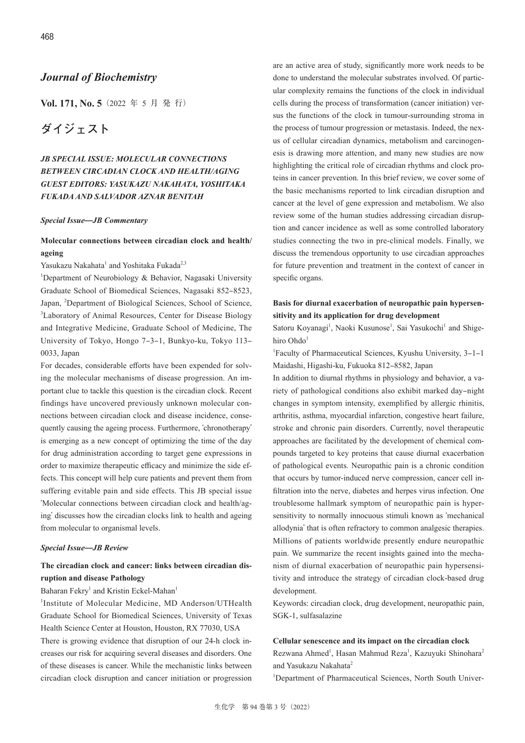# *Journal of Biochemistry*

**Vol. 171, No. 5**（2022 年 5 月 発 行）

## ダイジェスト

### *JB SPECIAL ISSUE: MOLECULAR CONNECTIONS BETWEEN CIRCADIAN CLOCK AND HEALTH/AGING GUEST EDITORS: YASUKAZU NAKAHATA, YOSHITAKA FUKADA AND SALVADOR AZNAR BENITAH*

#### *Special Issue—JB Commentary*

**Molecular connections between circadian clock and health/ageing**

Yasukazu Nakahata[1] and Yoshitaka Fukada[2,3]

[1]Department of Neurobiology & Behavior, Nagasaki University Graduate School of Biomedical Sciences, Nagasaki 852–8523, Japan, [2]Department of Biological Sciences, School of Science, [3]Laboratory of Animal Resources, Center for Disease Biology and Integrative Medicine, Graduate School of Medicine, The University of Tokyo, Hongo 7–3–1, Bunkyo-ku, Tokyo 113–0033, Japan

For decades, considerable efforts have been expended for solving the molecular mechanisms of disease progression. An important clue to tackle this question is the circadian clock. Recent findings have uncovered previously unknown molecular connections between circadian clock and disease incidence, consequently causing the ageing process. Furthermore, 'chronotherapy' is emerging as a new concept of optimizing the time of the day for drug administration according to target gene expressions in order to maximize therapeutic efficacy and minimize the side effects. This concept will help cure patients and prevent them from suffering evitable pain and side effects. This JB special issue 'Molecular connections between circadian clock and health/ageing' discusses how the circadian clocks link to health and ageing from molecular to organismal levels.

#### *Special Issue—JB Review*

**The circadian clock and cancer: links between circadian disruption and disease Pathology**

Baharan Fekry[1] and Kristin Eckel-Mahan[1]

[1]Institute of Molecular Medicine, MD Anderson/UTHealth Graduate School for Biomedical Sciences, University of Texas Health Science Center at Houston, Houston, RX 77030, USA

There is growing evidence that disruption of our 24-h clock increases our risk for acquiring several diseases and disorders. One of these diseases is cancer. While the mechanistic links between circadian clock disruption and cancer initiation or progression are an active area of study, significantly more work needs to be done to understand the molecular substrates involved. Of particular complexity remains the functions of the clock in individual cells during the process of transformation (cancer initiation) versus the functions of the clock in tumour-surrounding stroma in the process of tumour progression or metastasis. Indeed, the nexus of cellular circadian dynamics, metabolism and carcinogenesis is drawing more attention, and many new studies are now highlighting the critical role of circadian rhythms and clock proteins in cancer prevention. In this brief review, we cover some of the basic mechanisms reported to link circadian disruption and cancer at the level of gene expression and metabolism. We also review some of the human studies addressing circadian disruption and cancer incidence as well as some controlled laboratory studies connecting the two in pre-clinical models. Finally, we discuss the tremendous opportunity to use circadian approaches for future prevention and treatment in the context of cancer in specific organs.

**Basis for diurnal exacerbation of neuropathic pain hypersensitivity and its application for drug development**

Satoru Koyanagi[1], Naoki Kusunose[1], Sai Yasukochi[1] and Shigehiro Ohdo[1]

[1]Faculty of Pharmaceutical Sciences, Kyushu University, 3–1–1 Maidashi, Higashi-ku, Fukuoka 812–8582, Japan

In addition to diurnal rhythms in physiology and behavior, a variety of pathological conditions also exhibit marked day–night changes in symptom intensity, exemplified by allergic rhinitis, arthritis, asthma, myocardial infarction, congestive heart failure, stroke and chronic pain disorders. Currently, novel therapeutic approaches are facilitated by the development of chemical compounds targeted to key proteins that cause diurnal exacerbation of pathological events. Neuropathic pain is a chronic condition that occurs by tumor-induced nerve compression, cancer cell infiltration into the nerve, diabetes and herpes virus infection. One troublesome hallmark symptom of neuropathic pain is hypersensitivity to normally innocuous stimuli known as 'mechanical allodynia' that is often refractory to common analgesic therapies. Millions of patients worldwide presently endure neuropathic pain. We summarize the recent insights gained into the mechanism of diurnal exacerbation of neuropathic pain hypersensitivity and introduce the strategy of circadian clock-based drug development.

Keywords: circadian clock, drug development, neuropathic pain, SGK-1, sulfasalazine

**Cellular senescence and its impact on the circadian clock**

Rezwana Ahmed[1], Hasan Mahmud Reza[1], Kazuyuki Shinohara[2] and Yasukazu Nakahata[2]

[1]Department of Pharmaceutical Sciences, North South Univer-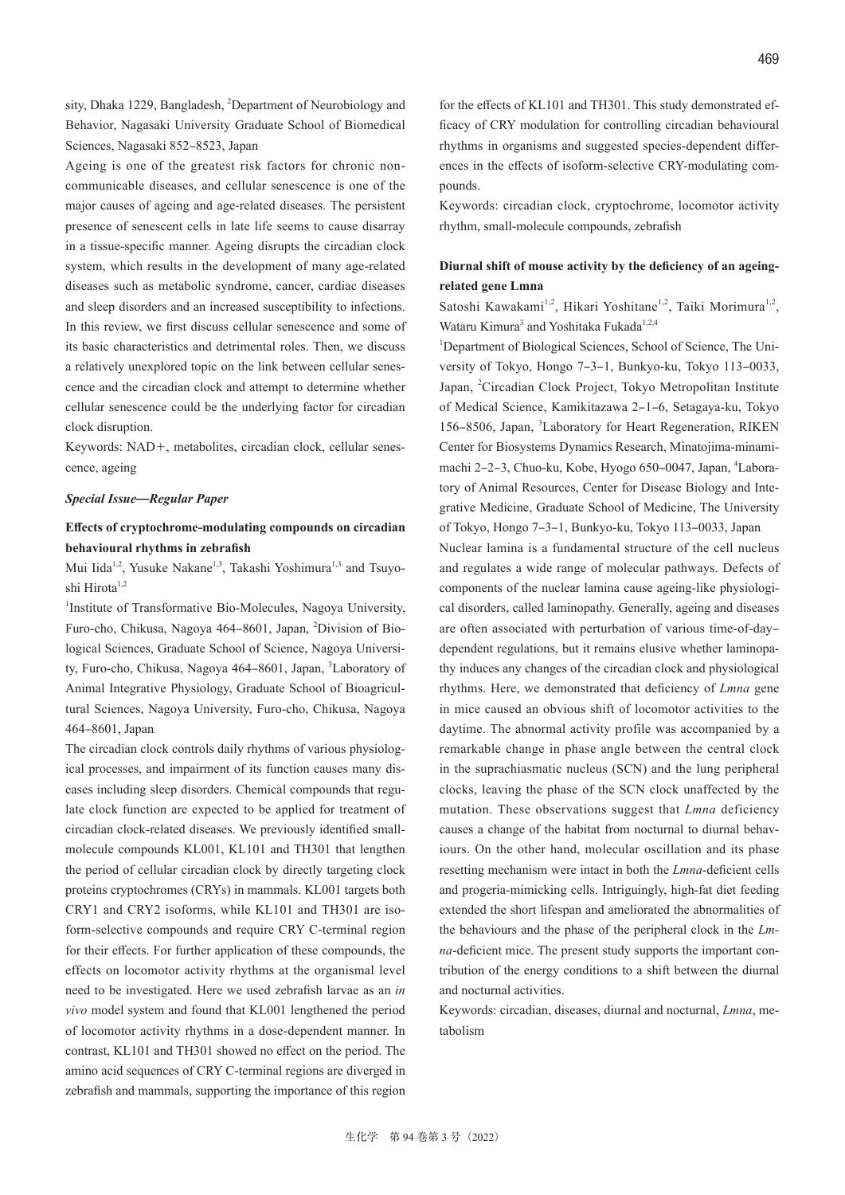sity, Dhaka 1229, Bangladesh, [2]Department of Neurobiology and Behavior, Nagasaki University Graduate School of Biomedical Sciences, Nagasaki 852–8523, Japan

Ageing is one of the greatest risk factors for chronic noncommunicable diseases, and cellular senescence is one of the major causes of ageing and age-related diseases. The persistent presence of senescent cells in late life seems to cause disarray in a tissue-specific manner. Ageing disrupts the circadian clock system, which results in the development of many age-related diseases such as metabolic syndrome, cancer, cardiac diseases and sleep disorders and an increased susceptibility to infections. In this review, we first discuss cellular senescence and some of its basic characteristics and detrimental roles. Then, we discuss a relatively unexplored topic on the link between cellular senescence and the circadian clock and attempt to determine whether cellular senescence could be the underlying factor for circadian clock disruption.

Keywords: NAD+, metabolites, circadian clock, cellular senescence, ageing

***Special Issue—Regular Paper***

### Effects of cryptochrome-modulating compounds on circadian behavioural rhythms in zebrafish

Mui Iida[1,2], Yusuke Nakane[1,3], Takashi Yoshimura[1,3] and Tsuyoshi Hirota[1,2]

[1]Institute of Transformative Bio-Molecules, Nagoya University, Furo-cho, Chikusa, Nagoya 464–8601, Japan, [2]Division of Biological Sciences, Graduate School of Science, Nagoya University, Furo-cho, Chikusa, Nagoya 464–8601, Japan, [3]Laboratory of Animal Integrative Physiology, Graduate School of Bioagricultural Sciences, Nagoya University, Furo-cho, Chikusa, Nagoya 464–8601, Japan

The circadian clock controls daily rhythms of various physiological processes, and impairment of its function causes many diseases including sleep disorders. Chemical compounds that regulate clock function are expected to be applied for treatment of circadian clock-related diseases. We previously identified small-molecule compounds KL001, KL101 and TH301 that lengthen the period of cellular circadian clock by directly targeting clock proteins cryptochromes (CRYs) in mammals. KL001 targets both CRY1 and CRY2 isoforms, while KL101 and TH301 are isoform-selective compounds and require CRY C-terminal region for their effects. For further application of these compounds, the effects on locomotor activity rhythms at the organismal level need to be investigated. Here we used zebrafish larvae as an *in vivo* model system and found that KL001 lengthened the period of locomotor activity rhythms in a dose-dependent manner. In contrast, KL101 and TH301 showed no effect on the period. The amino acid sequences of CRY C-terminal regions are diverged in zebrafish and mammals, supporting the importance of this region for the effects of KL101 and TH301. This study demonstrated efficacy of CRY modulation for controlling circadian behavioural rhythms in organisms and suggested species-dependent differences in the effects of isoform-selective CRY-modulating compounds.

Keywords: circadian clock, cryptochrome, locomotor activity rhythm, small-molecule compounds, zebrafish

### Diurnal shift of mouse activity by the deficiency of an ageing-related gene Lmna

Satoshi Kawakami[1,2], Hikari Yoshitane[1,2], Taiki Morimura[1,2], Wataru Kimura[3] and Yoshitaka Fukada[1,2,4]

[1]Department of Biological Sciences, School of Science, The University of Tokyo, Hongo 7–3–1, Bunkyo-ku, Tokyo 113–0033, Japan, [2]Circadian Clock Project, Tokyo Metropolitan Institute of Medical Science, Kamikitazawa 2–1–6, Setagaya-ku, Tokyo 156–8506, Japan, [3]Laboratory for Heart Regeneration, RIKEN Center for Biosystems Dynamics Research, Minatojima-minamimachi 2–2–3, Chuo-ku, Kobe, Hyogo 650–0047, Japan, [4]Laboratory of Animal Resources, Center for Disease Biology and Integrative Medicine, Graduate School of Medicine, The University of Tokyo, Hongo 7–3–1, Bunkyo-ku, Tokyo 113–0033, Japan

Nuclear lamina is a fundamental structure of the cell nucleus and regulates a wide range of molecular pathways. Defects of components of the nuclear lamina cause ageing-like physiological disorders, called laminopathy. Generally, ageing and diseases are often associated with perturbation of various time-of-day–dependent regulations, but it remains elusive whether laminopathy induces any changes of the circadian clock and physiological rhythms. Here, we demonstrated that deficiency of *Lmna* gene in mice caused an obvious shift of locomotor activities to the daytime. The abnormal activity profile was accompanied by a remarkable change in phase angle between the central clock in the suprachiasmatic nucleus (SCN) and the lung peripheral clocks, leaving the phase of the SCN clock unaffected by the mutation. These observations suggest that *Lmna* deficiency causes a change of the habitat from nocturnal to diurnal behaviours. On the other hand, molecular oscillation and its phase resetting mechanism were intact in both the *Lmna*-deficient cells and progeria-mimicking cells. Intriguingly, high-fat diet feeding extended the short lifespan and ameliorated the abnormalities of the behaviours and the phase of the peripheral clock in the *Lmna*-deficient mice. The present study supports the important contribution of the energy conditions to a shift between the diurnal and nocturnal activities.

Keywords: circadian, diseases, diurnal and nocturnal, *Lmna*, metabolism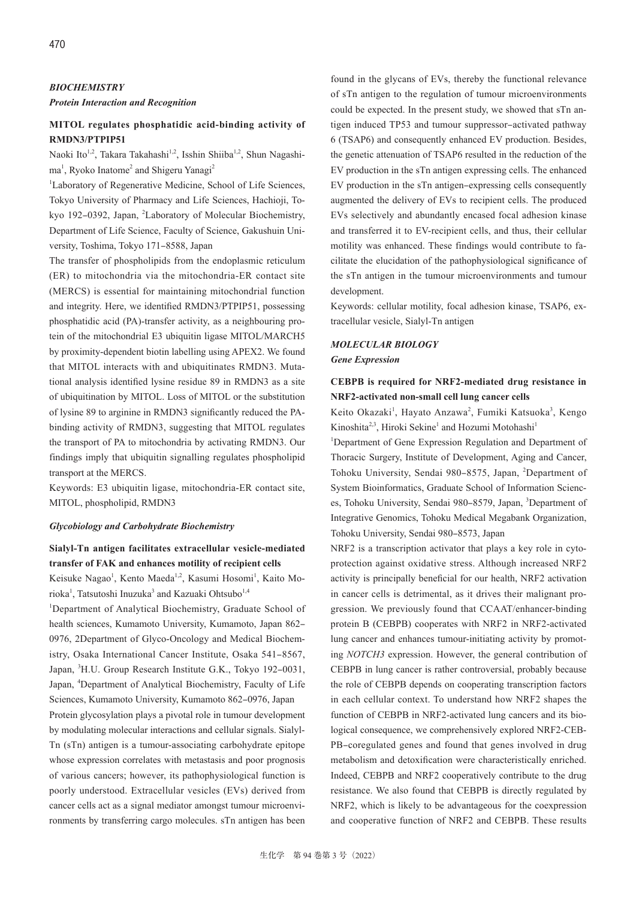## *BIOCHEMISTRY*

### *Protein Interaction and Recognition*

**MITOL regulates phosphatidic acid-binding activity of RMDN3/PTPIP51**

Naoki Ito[1,2], Takara Takahashi[1,2], Isshin Shiiba[1,2], Shun Nagashima[1], Ryoko Inatome[2] and Shigeru Yanagi[2]

[1]Laboratory of Regenerative Medicine, School of Life Sciences, Tokyo University of Pharmacy and Life Sciences, Hachioji, Tokyo 192–0392, Japan, [2]Laboratory of Molecular Biochemistry, Department of Life Science, Faculty of Science, Gakushuin University, Toshima, Tokyo 171–8588, Japan

The transfer of phospholipids from the endoplasmic reticulum (ER) to mitochondria via the mitochondria-ER contact site (MERCS) is essential for maintaining mitochondrial function and integrity. Here, we identified RMDN3/PTPIP51, possessing phosphatidic acid (PA)-transfer activity, as a neighbouring protein of the mitochondrial E3 ubiquitin ligase MITOL/MARCH5 by proximity-dependent biotin labelling using APEX2. We found that MITOL interacts with and ubiquitinates RMDN3. Mutational analysis identified lysine residue 89 in RMDN3 as a site of ubiquitination by MITOL. Loss of MITOL or the substitution of lysine 89 to arginine in RMDN3 significantly reduced the PA-binding activity of RMDN3, suggesting that MITOL regulates the transport of PA to mitochondria by activating RMDN3. Our findings imply that ubiquitin signalling regulates phospholipid transport at the MERCS.

Keywords: E3 ubiquitin ligase, mitochondria-ER contact site, MITOL, phospholipid, RMDN3

### *Glycobiology and Carbohydrate Biochemistry*

**Sialyl-Tn antigen facilitates extracellular vesicle-mediated transfer of FAK and enhances motility of recipient cells**

Keisuke Nagao[1], Kento Maeda[1,2], Kasumi Hosomi[1], Kaito Morioka[1], Tatsutoshi Inuzuka[3] and Kazuaki Ohtsubo[1,4]

[1]Department of Analytical Biochemistry, Graduate School of health sciences, Kumamoto University, Kumamoto, Japan 862–0976, 2Department of Glyco-Oncology and Medical Biochemistry, Osaka International Cancer Institute, Osaka 541–8567, Japan, [3]H.U. Group Research Institute G.K., Tokyo 192–0031, Japan, [4]Department of Analytical Biochemistry, Faculty of Life Sciences, Kumamoto University, Kumamoto 862–0976, Japan

Protein glycosylation plays a pivotal role in tumour development by modulating molecular interactions and cellular signals. Sialyl-Tn (sTn) antigen is a tumour-associating carbohydrate epitope whose expression correlates with metastasis and poor prognosis of various cancers; however, its pathophysiological function is poorly understood. Extracellular vesicles (EVs) derived from cancer cells act as a signal mediator amongst tumour microenvironments by transferring cargo molecules. sTn antigen has been found in the glycans of EVs, thereby the functional relevance of sTn antigen to the regulation of tumour microenvironments could be expected. In the present study, we showed that sTn antigen induced TP53 and tumour suppressor–activated pathway 6 (TSAP6) and consequently enhanced EV production. Besides, the genetic attenuation of TSAP6 resulted in the reduction of the EV production in the sTn antigen expressing cells. The enhanced EV production in the sTn antigen–expressing cells consequently augmented the delivery of EVs to recipient cells. The produced EVs selectively and abundantly encased focal adhesion kinase and transferred it to EV-recipient cells, and thus, their cellular motility was enhanced. These findings would contribute to facilitate the elucidation of the pathophysiological significance of the sTn antigen in the tumour microenvironments and tumour development.

Keywords: cellular motility, focal adhesion kinase, TSAP6, extracellular vesicle, Sialyl-Tn antigen

## *MOLECULAR BIOLOGY*

### *Gene Expression*

**CEBPB is required for NRF2-mediated drug resistance in NRF2-activated non-small cell lung cancer cells**

Keito Okazaki[1], Hayato Anzawa[2], Fumiki Katsuoka[3], Kengo Kinoshita[2,3], Hiroki Sekine[1] and Hozumi Motohashi[1]

[1]Department of Gene Expression Regulation and Department of Thoracic Surgery, Institute of Development, Aging and Cancer, Tohoku University, Sendai 980–8575, Japan, [2]Department of System Bioinformatics, Graduate School of Information Sciences, Tohoku University, Sendai 980–8579, Japan, [3]Department of Integrative Genomics, Tohoku Medical Megabank Organization, Tohoku University, Sendai 980–8573, Japan

NRF2 is a transcription activator that plays a key role in cytoprotection against oxidative stress. Although increased NRF2 activity is principally beneficial for our health, NRF2 activation in cancer cells is detrimental, as it drives their malignant progression. We previously found that CCAAT/enhancer-binding protein B (CEBPB) cooperates with NRF2 in NRF2-activated lung cancer and enhances tumour-initiating activity by promoting *NOTCH3* expression. However, the general contribution of CEBPB in lung cancer is rather controversial, probably because the role of CEBPB depends on cooperating transcription factors in each cellular context. To understand how NRF2 shapes the function of CEBPB in NRF2-activated lung cancers and its biological consequence, we comprehensively explored NRF2-CEBPB–coregulated genes and found that genes involved in drug metabolism and detoxification were characteristically enriched. Indeed, CEBPB and NRF2 cooperatively contribute to the drug resistance. We also found that CEBPB is directly regulated by NRF2, which is likely to be advantageous for the coexpression and cooperative function of NRF2 and CEBPB. These results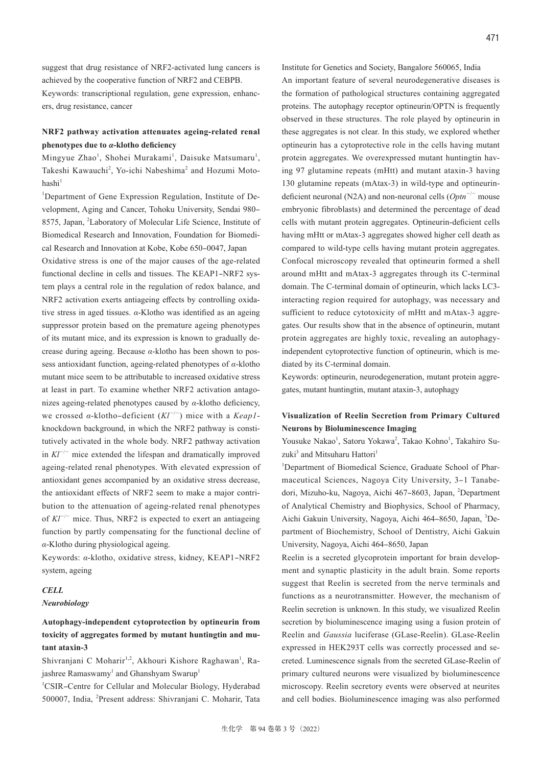suggest that drug resistance of NRF2-activated lung cancers is achieved by the cooperative function of NRF2 and CEBPB.

Keywords: transcriptional regulation, gene expression, enhancers, drug resistance, cancer

### NRF2 pathway activation attenuates ageing-related renal phenotypes due to *α*-klotho deficiency

Mingyue Zhao[1], Shohei Murakami[1], Daisuke Matsumaru[1], Takeshi Kawauchi[2], Yo-ichi Nabeshima[2] and Hozumi Motohashi[1]

[1]Department of Gene Expression Regulation, Institute of Development, Aging and Cancer, Tohoku University, Sendai 980–8575, Japan, [2]Laboratory of Molecular Life Science, Institute of Biomedical Research and Innovation, Foundation for Biomedical Research and Innovation at Kobe, Kobe 650–0047, Japan

Oxidative stress is one of the major causes of the age-related functional decline in cells and tissues. The KEAP1–NRF2 system plays a central role in the regulation of redox balance, and NRF2 activation exerts antiageing effects by controlling oxidative stress in aged tissues. *α*-Klotho was identified as an ageing suppressor protein based on the premature ageing phenotypes of its mutant mice, and its expression is known to gradually decrease during ageing. Because *α*-klotho has been shown to possess antioxidant function, ageing-related phenotypes of *α*-klotho mutant mice seem to be attributable to increased oxidative stress at least in part. To examine whether NRF2 activation antagonizes ageing-related phenotypes caused by *α*-klotho deficiency, we crossed *α*-klotho–deficient ($Kl^{-/-}$) mice with a *Keap1*-knockdown background, in which the NRF2 pathway is constitutively activated in the whole body. NRF2 pathway activation in $Kl^{-/-}$ mice extended the lifespan and dramatically improved ageing-related renal phenotypes. With elevated expression of antioxidant genes accompanied by an oxidative stress decrease, the antioxidant effects of NRF2 seem to make a major contribution to the attenuation of ageing-related renal phenotypes of $Kl^{-/-}$ mice. Thus, NRF2 is expected to exert an antiageing function by partly compensating for the functional decline of *α*-Klotho during physiological ageing.

Keywords: *α*-klotho, oxidative stress, kidney, KEAP1–NRF2 system, ageing

## *CELL*

### *Neurobiology*

### Autophagy-independent cytoprotection by optineurin from toxicity of aggregates formed by mutant huntingtin and mutant ataxin-3

Shivranjani C Moharir[1,2], Akhouri Kishore Raghawan[1], Rajashree Ramaswamy[1] and Ghanshyam Swarup[1]

[1]CSIR–Centre for Cellular and Molecular Biology, Hyderabad 500007, India, [2]Present address: Shivranjani C. Moharir, Tata Institute for Genetics and Society, Bangalore 560065, India

An important feature of several neurodegenerative diseases is the formation of pathological structures containing aggregated proteins. The autophagy receptor optineurin/OPTN is frequently observed in these structures. The role played by optineurin in these aggregates is not clear. In this study, we explored whether optineurin has a cytoprotective role in the cells having mutant protein aggregates. We overexpressed mutant huntingtin having 97 glutamine repeats (mHtt) and mutant ataxin-3 having 130 glutamine repeats (mAtax-3) in wild-type and optineurin-deficient neuronal (N2A) and non-neuronal cells ($Optn^{-/-}$ mouse embryonic fibroblasts) and determined the percentage of dead cells with mutant protein aggregates. Optineurin-deficient cells having mHtt or mAtax-3 aggregates showed higher cell death as compared to wild-type cells having mutant protein aggregates. Confocal microscopy revealed that optineurin formed a shell around mHtt and mAtax-3 aggregates through its C-terminal domain. The C-terminal domain of optineurin, which lacks LC3-interacting region required for autophagy, was necessary and sufficient to reduce cytotoxicity of mHtt and mAtax-3 aggregates. Our results show that in the absence of optineurin, mutant protein aggregates are highly toxic, revealing an autophagy-independent cytoprotective function of optineurin, which is mediated by its C-terminal domain.

Keywords: optineurin, neurodegeneration, mutant protein aggregates, mutant huntingtin, mutant ataxin-3, autophagy

### Visualization of Reelin Secretion from Primary Cultured Neurons by Bioluminescence Imaging

Yousuke Nakao[1], Satoru Yokawa[2], Takao Kohno[1], Takahiro Suzuki[3] and Mitsuharu Hattori[1]

[1]Department of Biomedical Science, Graduate School of Pharmaceutical Sciences, Nagoya City University, 3–1 Tanabedori, Mizuho-ku, Nagoya, Aichi 467–8603, Japan, [2]Department of Analytical Chemistry and Biophysics, School of Pharmacy, Aichi Gakuin University, Nagoya, Aichi 464–8650, Japan, [3]Department of Biochemistry, School of Dentistry, Aichi Gakuin University, Nagoya, Aichi 464–8650, Japan

Reelin is a secreted glycoprotein important for brain development and synaptic plasticity in the adult brain. Some reports suggest that Reelin is secreted from the nerve terminals and functions as a neurotransmitter. However, the mechanism of Reelin secretion is unknown. In this study, we visualized Reelin secretion by bioluminescence imaging using a fusion protein of Reelin and *Gaussia* luciferase (GLase-Reelin). GLase-Reelin expressed in HEK293T cells was correctly processed and secreted. Luminescence signals from the secreted GLase-Reelin of primary cultured neurons were visualized by bioluminescence microscopy. Reelin secretory events were observed at neurites and cell bodies. Bioluminescence imaging was also performed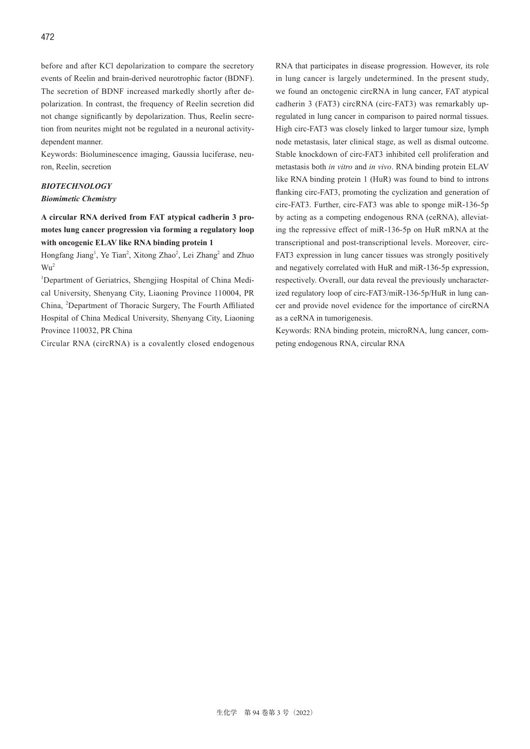before and after KCl depolarization to compare the secretory events of Reelin and brain-derived neurotrophic factor (BDNF). The secretion of BDNF increased markedly shortly after depolarization. In contrast, the frequency of Reelin secretion did not change significantly by depolarization. Thus, Reelin secretion from neurites might not be regulated in a neuronal activity-dependent manner.

Keywords: Bioluminescence imaging, Gaussia luciferase, neuron, Reelin, secretion

## *BIOTECHNOLOGY*

### *Biomimetic Chemistry*

**A circular RNA derived from FAT atypical cadherin 3 promotes lung cancer progression via forming a regulatory loop with oncogenic ELAV like RNA binding protein 1**

Hongfang Jiang[1], Ye Tian[2], Xitong Zhao[2], Lei Zhang[2] and Zhuo Wu[2]

[1]Department of Geriatrics, Shengjing Hospital of China Medical University, Shenyang City, Liaoning Province 110004, PR China, [2]Department of Thoracic Surgery, The Fourth Affiliated Hospital of China Medical University, Shenyang City, Liaoning Province 110032, PR China

Circular RNA (circRNA) is a covalently closed endogenous RNA that participates in disease progression. However, its role in lung cancer is largely undetermined. In the present study, we found an onctogenic circRNA in lung cancer, FAT atypical cadherin 3 (FAT3) circRNA (circ-FAT3) was remarkably upregulated in lung cancer in comparison to paired normal tissues. High circ-FAT3 was closely linked to larger tumour size, lymph node metastasis, later clinical stage, as well as dismal outcome. Stable knockdown of circ-FAT3 inhibited cell proliferation and metastasis both *in vitro* and *in vivo*. RNA binding protein ELAV like RNA binding protein 1 (HuR) was found to bind to introns flanking circ-FAT3, promoting the cyclization and generation of circ-FAT3. Further, circ-FAT3 was able to sponge miR-136-5p by acting as a competing endogenous RNA (ceRNA), alleviating the repressive effect of miR-136-5p on HuR mRNA at the transcriptional and post-transcriptional levels. Moreover, circ-FAT3 expression in lung cancer tissues was strongly positively and negatively correlated with HuR and miR-136-5p expression, respectively. Overall, our data reveal the previously uncharacterized regulatory loop of circ-FAT3/miR-136-5p/HuR in lung cancer and provide novel evidence for the importance of circRNA as a ceRNA in tumorigenesis.

Keywords: RNA binding protein, microRNA, lung cancer, competing endogenous RNA, circular RNA